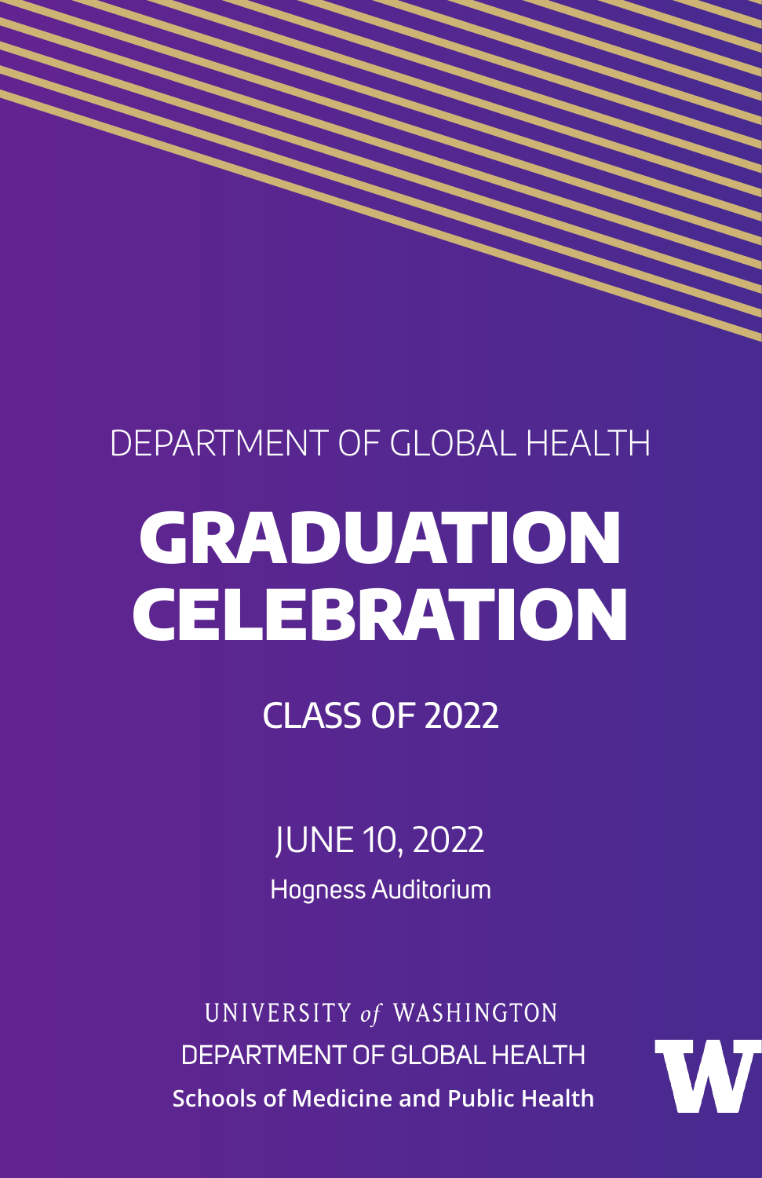DEPARTMENT OF GLOBAL HEALTH

# GRADUATION CELEBRATION

## CLASS OF 2022

JUNE 10, 2022

Hogness Auditorium

UNIVERSITY *of* WASHINGTON

DEPARTMENT OF GLOBAL HEALTH

**Schools of Medicine and Public Health**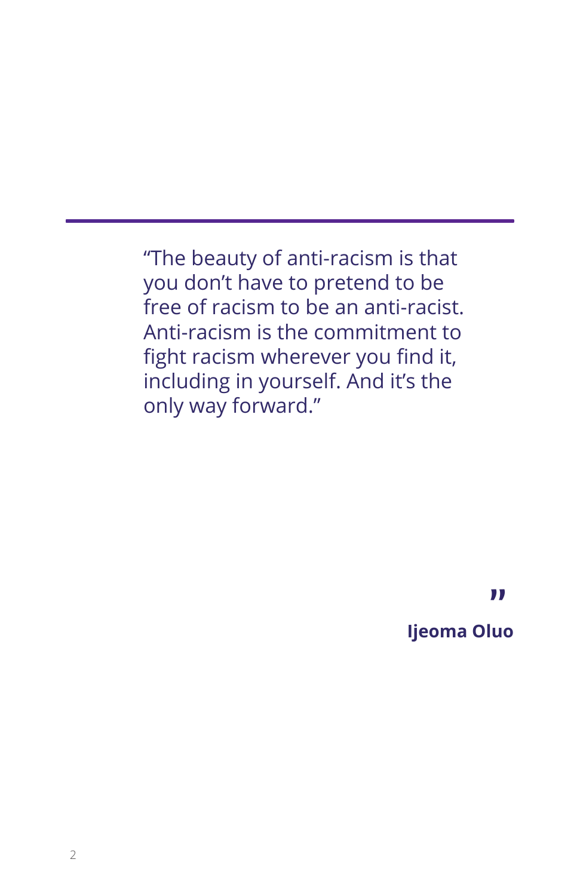> "The beauty of anti-racism is that you don't have to pretend to be free of racism to be an anti-racist. Anti-racism is the commitment to fight racism wherever you find it, including in yourself. And it's the only way forward."
>
> **Ijeoma Oluo**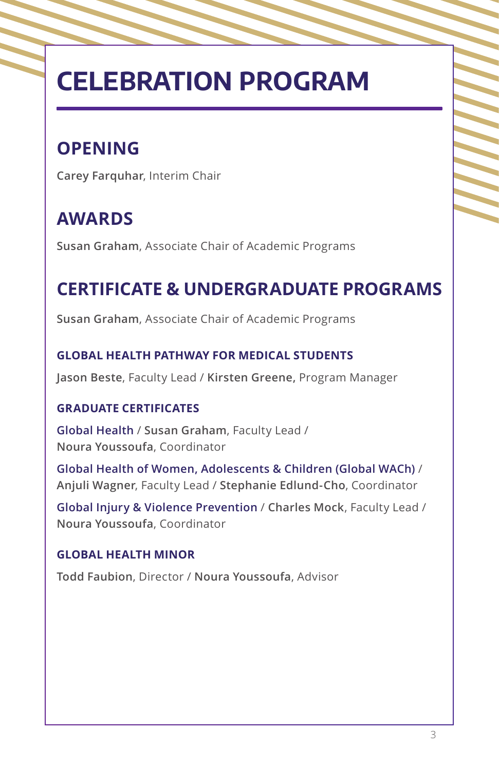# CELEBRATION PROGRAM

## OPENING

**Carey Farquhar**, Interim Chair

## AWARDS

**Susan Graham**, Associate Chair of Academic Programs

## CERTIFICATE & UNDERGRADUATE PROGRAMS

**Susan Graham**, Associate Chair of Academic Programs

### GLOBAL HEALTH PATHWAY FOR MEDICAL STUDENTS

**Jason Beste**, Faculty Lead / **Kirsten Greene**, Program Manager

### GRADUATE CERTIFICATES

Global Health / **Susan Graham**, Faculty Lead / **Noura Youssoufa**, Coordinator

Global Health of Women, Adolescents & Children (Global WACh) / **Anjuli Wagner**, Faculty Lead / **Stephanie Edlund-Cho**, Coordinator

Global Injury & Violence Prevention / **Charles Mock**, Faculty Lead / **Noura Youssoufa**, Coordinator

### GLOBAL HEALTH MINOR

**Todd Faubion**, Director / **Noura Youssoufa**, Advisor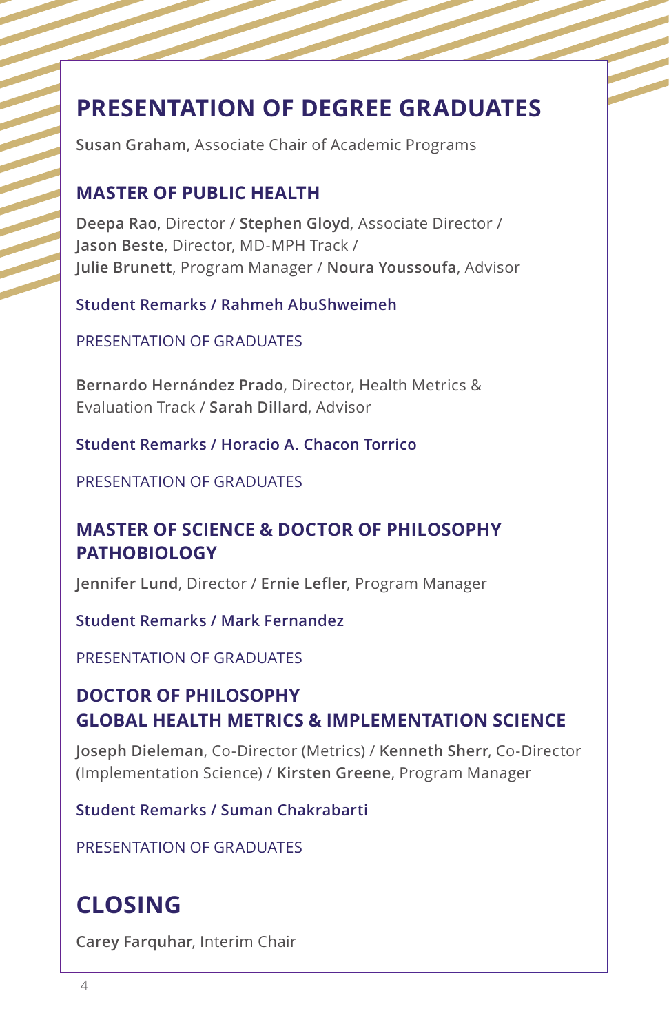## PRESENTATION OF DEGREE GRADUATES

**Susan Graham**, Associate Chair of Academic Programs

### MASTER OF PUBLIC HEALTH

**Deepa Rao**, Director / **Stephen Gloyd**, Associate Director / **Jason Beste**, Director, MD-MPH Track / **Julie Brunett**, Program Manager / **Noura Youssoufa**, Advisor

**Student Remarks / Rahmeh AbuShweimeh**

PRESENTATION OF GRADUATES

**Bernardo Hernández Prado**, Director, Health Metrics & Evaluation Track / **Sarah Dillard**, Advisor

**Student Remarks / Horacio A. Chacon Torrico**

PRESENTATION OF GRADUATES

### MASTER OF SCIENCE & DOCTOR OF PHILOSOPHY PATHOBIOLOGY

**Jennifer Lund**, Director / **Ernie Lefler**, Program Manager

**Student Remarks / Mark Fernandez**

PRESENTATION OF GRADUATES

### DOCTOR OF PHILOSOPHY GLOBAL HEALTH METRICS & IMPLEMENTATION SCIENCE

**Joseph Dieleman**, Co-Director (Metrics) / **Kenneth Sherr**, Co-Director (Implementation Science) / **Kirsten Greene**, Program Manager

**Student Remarks / Suman Chakrabarti**

PRESENTATION OF GRADUATES

## CLOSING

**Carey Farquhar**, Interim Chair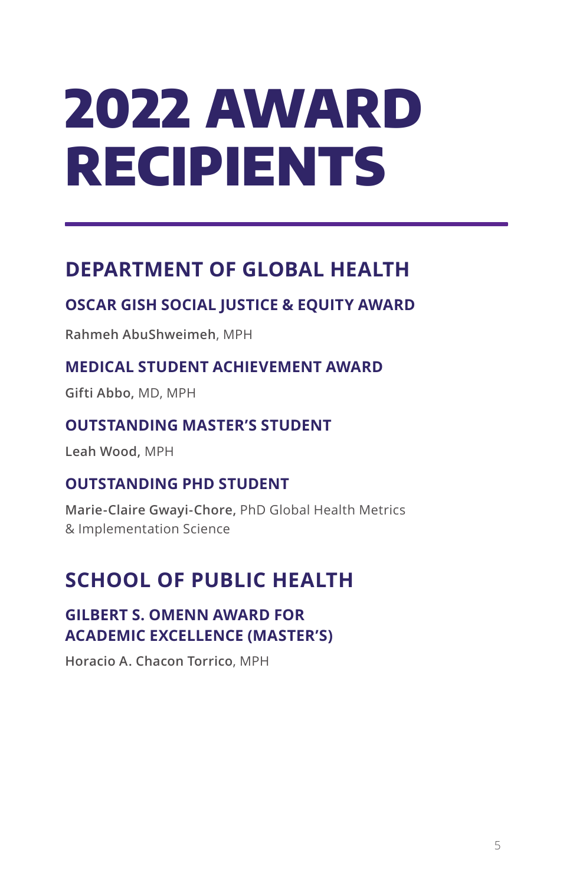# 2022 AWARD RECIPIENTS

## DEPARTMENT OF GLOBAL HEALTH

### OSCAR GISH SOCIAL JUSTICE & EQUITY AWARD

**Rahmeh AbuShweimeh**, MPH

### MEDICAL STUDENT ACHIEVEMENT AWARD

**Gifti Abbo,** MD, MPH

### OUTSTANDING MASTER'S STUDENT

**Leah Wood,** MPH

### OUTSTANDING PHD STUDENT

**Marie-Claire Gwayi-Chore,** PhD Global Health Metrics & Implementation Science

## SCHOOL OF PUBLIC HEALTH

### GILBERT S. OMENN AWARD FOR ACADEMIC EXCELLENCE (MASTER'S)

**Horacio A. Chacon Torrico**, MPH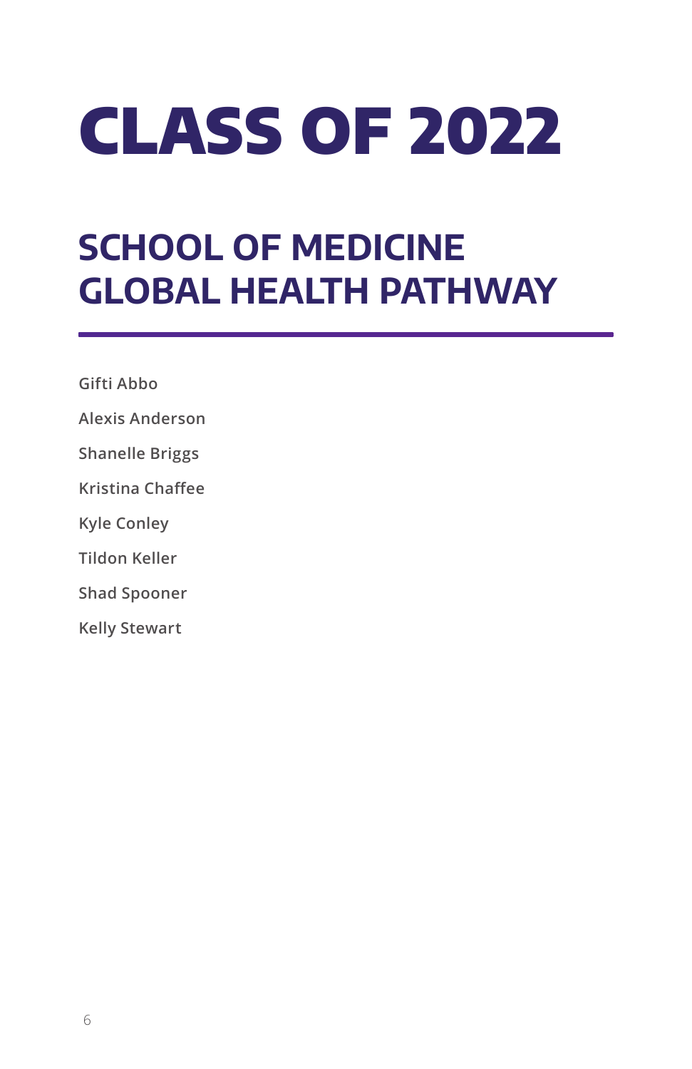# CLASS OF 2022

## SCHOOL OF MEDICINE GLOBAL HEALTH PATHWAY

Gifti Abbo

Alexis Anderson

Shanelle Briggs

Kristina Chaffee

Kyle Conley

Tildon Keller

Shad Spooner

Kelly Stewart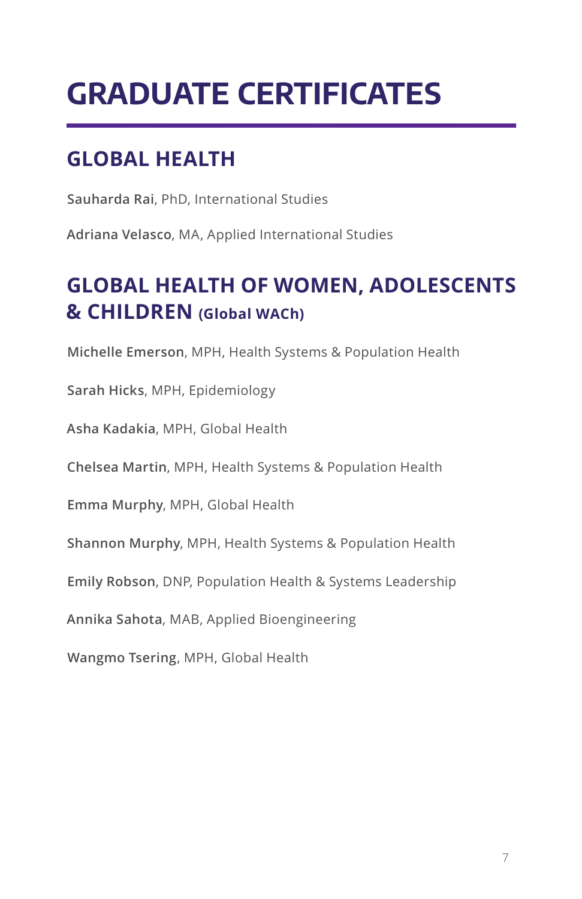# GRADUATE CERTIFICATES

## GLOBAL HEALTH

**Sauharda Rai**, PhD, International Studies

**Adriana Velasco**, MA, Applied International Studies

## GLOBAL HEALTH OF WOMEN, ADOLESCENTS & CHILDREN (Global WACh)

**Michelle Emerson**, MPH, Health Systems & Population Health

**Sarah Hicks**, MPH, Epidemiology

**Asha Kadakia**, MPH, Global Health

**Chelsea Martin**, MPH, Health Systems & Population Health

**Emma Murphy**, MPH, Global Health

**Shannon Murphy**, MPH, Health Systems & Population Health

**Emily Robson**, DNP, Population Health & Systems Leadership

**Annika Sahota**, MAB, Applied Bioengineering

**Wangmo Tsering**, MPH, Global Health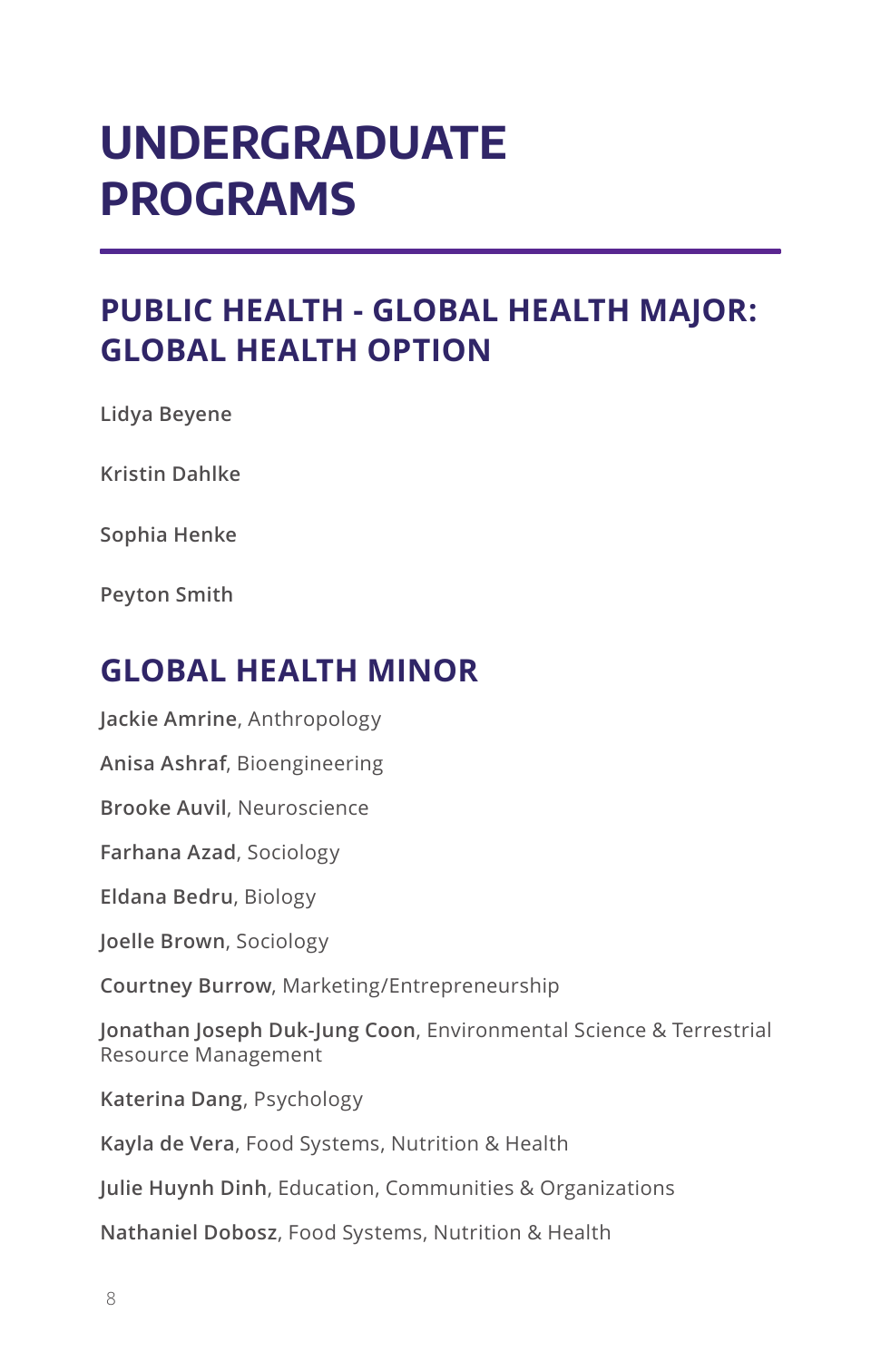# UNDERGRADUATE PROGRAMS

## PUBLIC HEALTH - GLOBAL HEALTH MAJOR: GLOBAL HEALTH OPTION

**Lidya Beyene**

**Kristin Dahlke**

**Sophia Henke**

**Peyton Smith**

## GLOBAL HEALTH MINOR

**Jackie Amrine**, Anthropology

**Anisa Ashraf**, Bioengineering

**Brooke Auvil**, Neuroscience

**Farhana Azad**, Sociology

**Eldana Bedru**, Biology

**Joelle Brown**, Sociology

**Courtney Burrow**, Marketing/Entrepreneurship

**Jonathan Joseph Duk-Jung Coon**, Environmental Science & Terrestrial Resource Management

**Katerina Dang**, Psychology

**Kayla de Vera**, Food Systems, Nutrition & Health

**Julie Huynh Dinh**, Education, Communities & Organizations

**Nathaniel Dobosz**, Food Systems, Nutrition & Health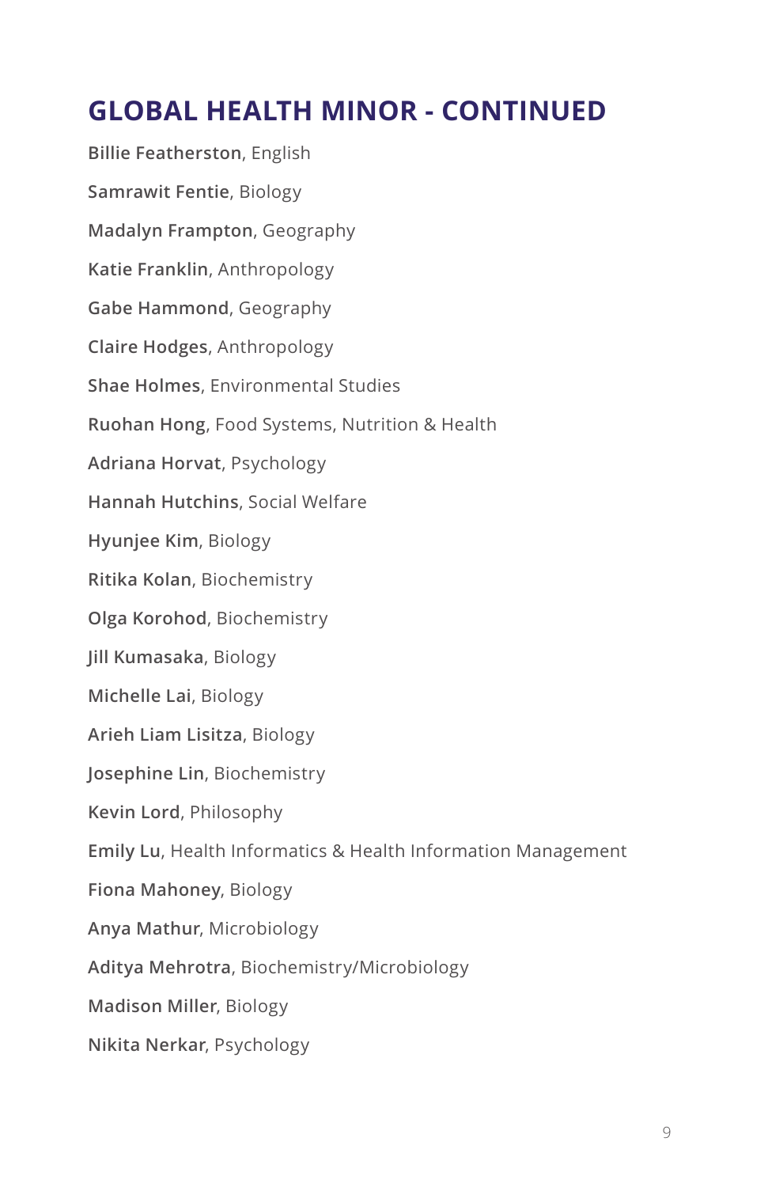## GLOBAL HEALTH MINOR - CONTINUED

**Billie Featherston**, English

**Samrawit Fentie**, Biology

**Madalyn Frampton**, Geography

**Katie Franklin**, Anthropology

**Gabe Hammond**, Geography

**Claire Hodges**, Anthropology

**Shae Holmes**, Environmental Studies

**Ruohan Hong**, Food Systems, Nutrition & Health

**Adriana Horvat**, Psychology

**Hannah Hutchins**, Social Welfare

**Hyunjee Kim**, Biology

**Ritika Kolan**, Biochemistry

**Olga Korohod**, Biochemistry

**Jill Kumasaka**, Biology

**Michelle Lai**, Biology

**Arieh Liam Lisitza**, Biology

**Josephine Lin**, Biochemistry

**Kevin Lord**, Philosophy

**Emily Lu**, Health Informatics & Health Information Management

**Fiona Mahoney**, Biology

**Anya Mathur**, Microbiology

**Aditya Mehrotra**, Biochemistry/Microbiology

**Madison Miller**, Biology

**Nikita Nerkar**, Psychology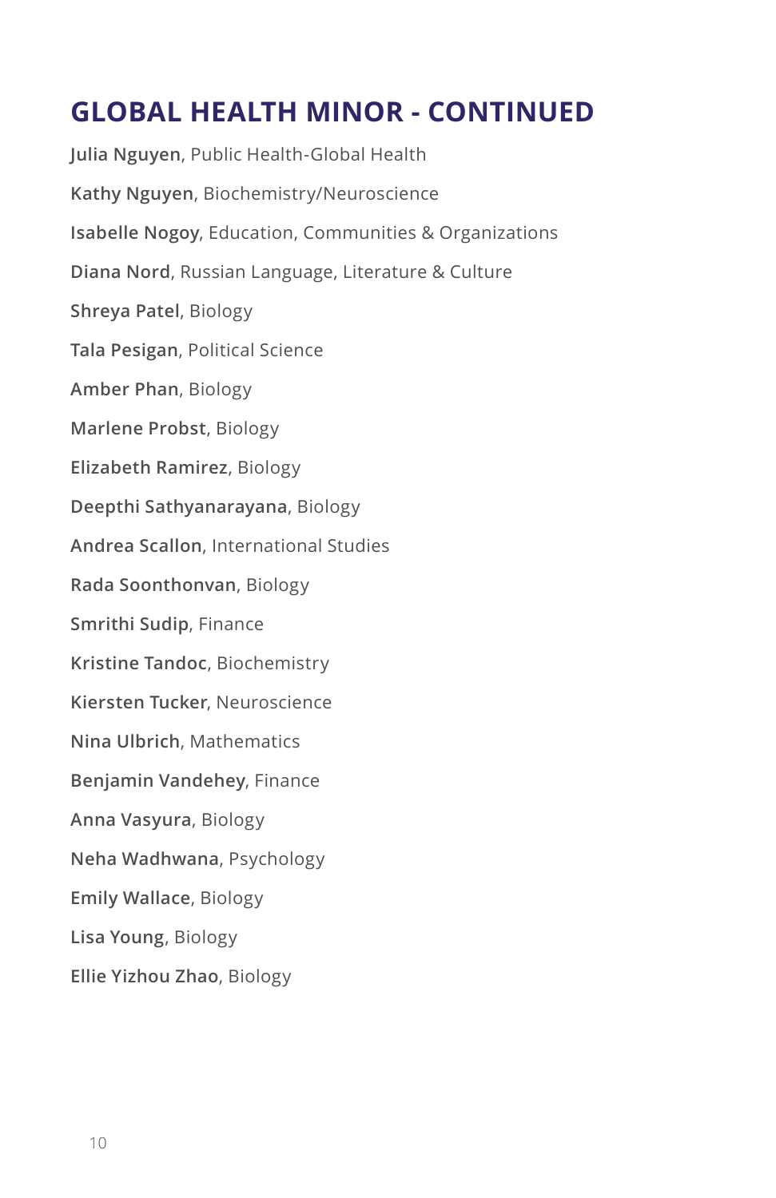# GLOBAL HEALTH MINOR - CONTINUED

**Julia Nguyen**, Public Health-Global Health

**Kathy Nguyen**, Biochemistry/Neuroscience

**Isabelle Nogoy**, Education, Communities & Organizations

**Diana Nord**, Russian Language, Literature & Culture

**Shreya Patel**, Biology

**Tala Pesigan**, Political Science

**Amber Phan**, Biology

**Marlene Probst**, Biology

**Elizabeth Ramirez**, Biology

**Deepthi Sathyanarayana**, Biology

**Andrea Scallon**, International Studies

**Rada Soonthonvan**, Biology

**Smrithi Sudip**, Finance

**Kristine Tandoc**, Biochemistry

**Kiersten Tucker**, Neuroscience

**Nina Ulbrich**, Mathematics

**Benjamin Vandehey**, Finance

**Anna Vasyura**, Biology

**Neha Wadhwana**, Psychology

**Emily Wallace**, Biology

**Lisa Young**, Biology

**Ellie Yizhou Zhao**, Biology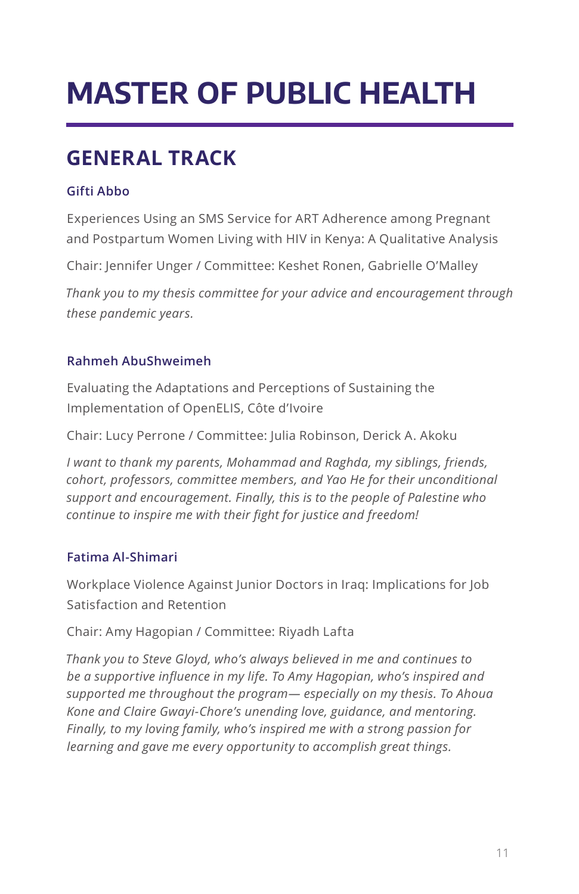# MASTER OF PUBLIC HEALTH

## GENERAL TRACK

### Gifti Abbo

Experiences Using an SMS Service for ART Adherence among Pregnant and Postpartum Women Living with HIV in Kenya: A Qualitative Analysis

Chair: Jennifer Unger / Committee: Keshet Ronen, Gabrielle O'Malley

*Thank you to my thesis committee for your advice and encouragement through these pandemic years.*

### Rahmeh AbuShweimeh

Evaluating the Adaptations and Perceptions of Sustaining the Implementation of OpenELIS, Côte d'Ivoire

Chair: Lucy Perrone / Committee: Julia Robinson, Derick A. Akoku

*I want to thank my parents, Mohammad and Raghda, my siblings, friends, cohort, professors, committee members, and Yao He for their unconditional support and encouragement. Finally, this is to the people of Palestine who continue to inspire me with their fight for justice and freedom!*

### Fatima Al-Shimari

Workplace Violence Against Junior Doctors in Iraq: Implications for Job Satisfaction and Retention

Chair: Amy Hagopian / Committee: Riyadh Lafta

*Thank you to Steve Gloyd, who's always believed in me and continues to be a supportive influence in my life. To Amy Hagopian, who's inspired and supported me throughout the program— especially on my thesis. To Ahoua Kone and Claire Gwayi-Chore's unending love, guidance, and mentoring. Finally, to my loving family, who's inspired me with a strong passion for learning and gave me every opportunity to accomplish great things.*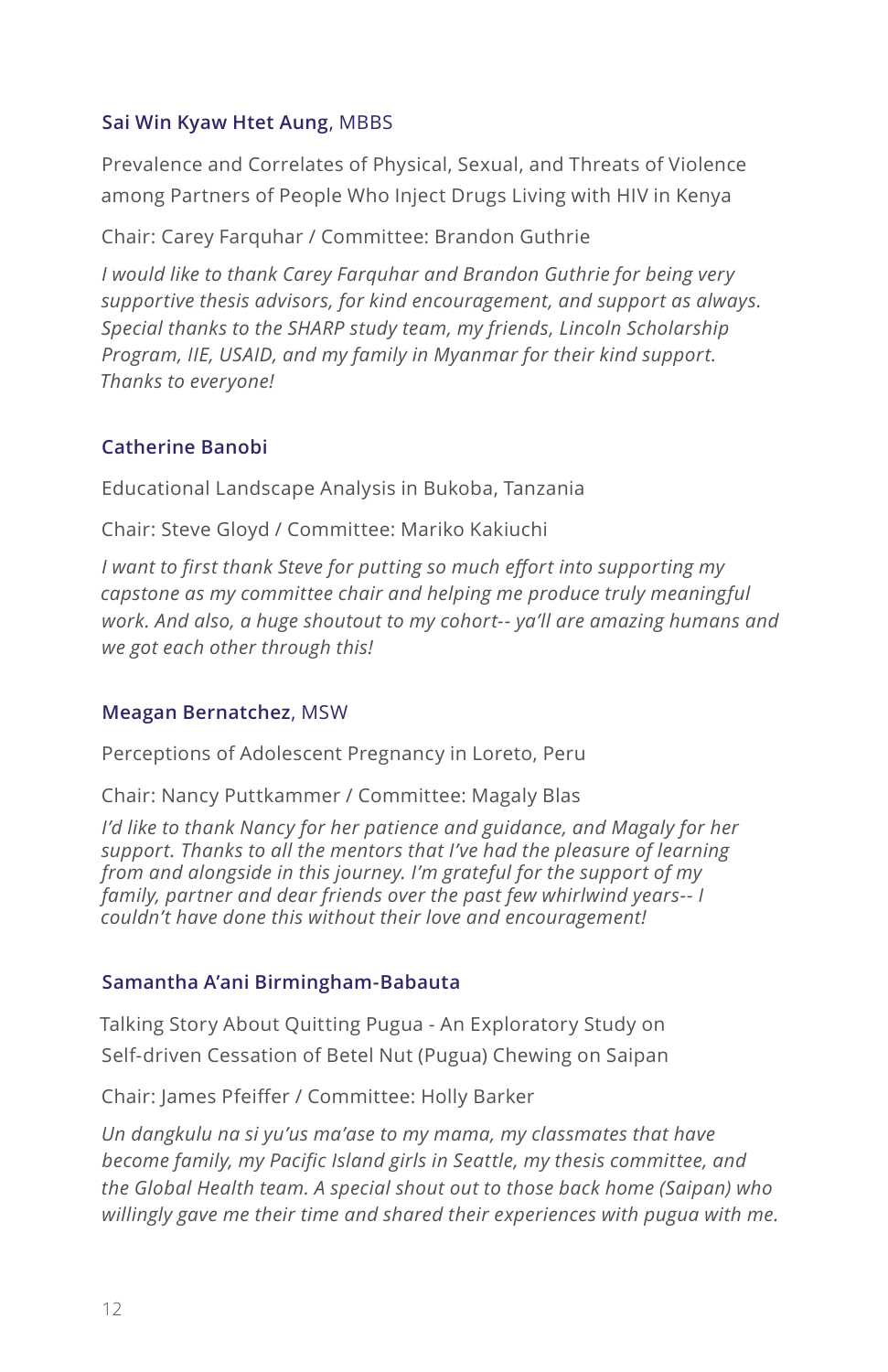### **Sai Win Kyaw Htet Aung**, MBBS

Prevalence and Correlates of Physical, Sexual, and Threats of Violence among Partners of People Who Inject Drugs Living with HIV in Kenya

Chair: Carey Farquhar / Committee: Brandon Guthrie

*I would like to thank Carey Farquhar and Brandon Guthrie for being very supportive thesis advisors, for kind encouragement, and support as always. Special thanks to the SHARP study team, my friends, Lincoln Scholarship Program, IIE, USAID, and my family in Myanmar for their kind support. Thanks to everyone!*

### **Catherine Banobi**

Educational Landscape Analysis in Bukoba, Tanzania

Chair: Steve Gloyd / Committee: Mariko Kakiuchi

*I want to first thank Steve for putting so much effort into supporting my capstone as my committee chair and helping me produce truly meaningful work. And also, a huge shoutout to my cohort-- ya'll are amazing humans and we got each other through this!*

### **Meagan Bernatchez**, MSW

Perceptions of Adolescent Pregnancy in Loreto, Peru

Chair: Nancy Puttkammer / Committee: Magaly Blas

*I'd like to thank Nancy for her patience and guidance, and Magaly for her support. Thanks to all the mentors that I've had the pleasure of learning from and alongside in this journey. I'm grateful for the support of my family, partner and dear friends over the past few whirlwind years-- I couldn't have done this without their love and encouragement!*

### **Samantha A'ani Birmingham-Babauta**

Talking Story About Quitting Pugua - An Exploratory Study on Self-driven Cessation of Betel Nut (Pugua) Chewing on Saipan

Chair: James Pfeiffer / Committee: Holly Barker

*Un dangkulu na si yu'us ma'ase to my mama, my classmates that have become family, my Pacific Island girls in Seattle, my thesis committee, and the Global Health team. A special shout out to those back home (Saipan) who willingly gave me their time and shared their experiences with pugua with me.*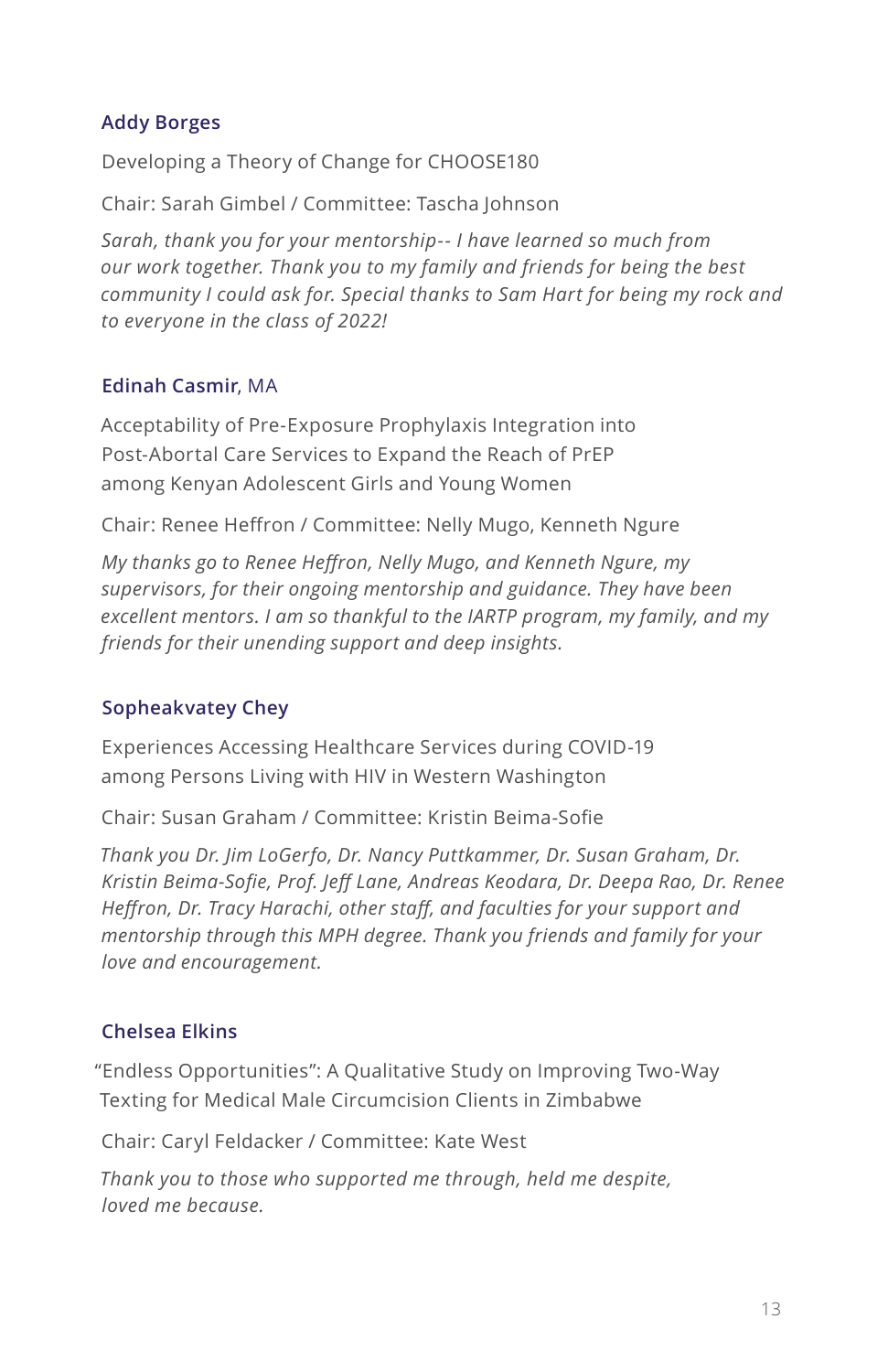### Addy Borges

Developing a Theory of Change for CHOOSE180

Chair: Sarah Gimbel / Committee: Tascha Johnson

*Sarah, thank you for your mentorship-- I have learned so much from our work together. Thank you to my family and friends for being the best community I could ask for. Special thanks to Sam Hart for being my rock and to everyone in the class of 2022!*

### Edinah Casmir, MA

Acceptability of Pre-Exposure Prophylaxis Integration into Post-Abortal Care Services to Expand the Reach of PrEP among Kenyan Adolescent Girls and Young Women

Chair: Renee Heffron / Committee: Nelly Mugo, Kenneth Ngure

*My thanks go to Renee Heffron, Nelly Mugo, and Kenneth Ngure, my supervisors, for their ongoing mentorship and guidance. They have been excellent mentors. I am so thankful to the IARTP program, my family, and my friends for their unending support and deep insights.*

### Sopheakvatey Chey

Experiences Accessing Healthcare Services during COVID-19 among Persons Living with HIV in Western Washington

Chair: Susan Graham / Committee: Kristin Beima-Sofie

*Thank you Dr. Jim LoGerfo, Dr. Nancy Puttkammer, Dr. Susan Graham, Dr. Kristin Beima-Sofie, Prof. Jeff Lane, Andreas Keodara, Dr. Deepa Rao, Dr. Renee Heffron, Dr. Tracy Harachi, other staff, and faculties for your support and mentorship through this MPH degree. Thank you friends and family for your love and encouragement.*

### Chelsea Elkins

"Endless Opportunities": A Qualitative Study on Improving Two-Way Texting for Medical Male Circumcision Clients in Zimbabwe

Chair: Caryl Feldacker / Committee: Kate West

*Thank you to those who supported me through, held me despite, loved me because.*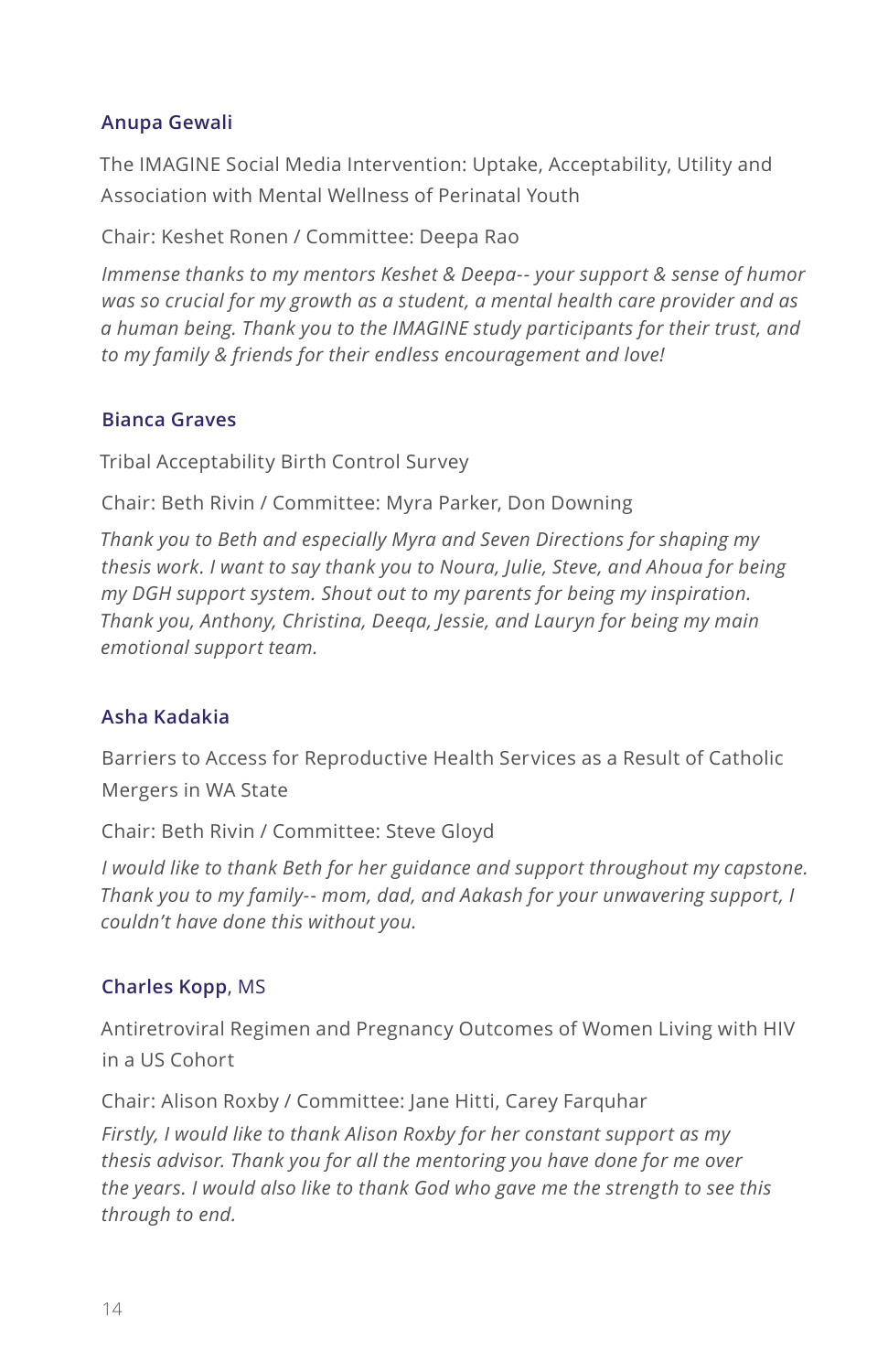### Anupa Gewali

The IMAGINE Social Media Intervention: Uptake, Acceptability, Utility and Association with Mental Wellness of Perinatal Youth

Chair: Keshet Ronen / Committee: Deepa Rao

*Immense thanks to my mentors Keshet & Deepa-- your support & sense of humor was so crucial for my growth as a student, a mental health care provider and as a human being. Thank you to the IMAGINE study participants for their trust, and to my family & friends for their endless encouragement and love!*

### Bianca Graves

Tribal Acceptability Birth Control Survey

Chair: Beth Rivin / Committee: Myra Parker, Don Downing

*Thank you to Beth and especially Myra and Seven Directions for shaping my thesis work. I want to say thank you to Noura, Julie, Steve, and Ahoua for being my DGH support system. Shout out to my parents for being my inspiration. Thank you, Anthony, Christina, Deeqa, Jessie, and Lauryn for being my main emotional support team.*

### Asha Kadakia

Barriers to Access for Reproductive Health Services as a Result of Catholic Mergers in WA State

Chair: Beth Rivin / Committee: Steve Gloyd

*I would like to thank Beth for her guidance and support throughout my capstone. Thank you to my family-- mom, dad, and Aakash for your unwavering support, I couldn't have done this without you.*

### Charles Kopp, MS

Antiretroviral Regimen and Pregnancy Outcomes of Women Living with HIV in a US Cohort

Chair: Alison Roxby / Committee: Jane Hitti, Carey Farquhar

*Firstly, I would like to thank Alison Roxby for her constant support as my thesis advisor. Thank you for all the mentoring you have done for me over the years. I would also like to thank God who gave me the strength to see this through to end.*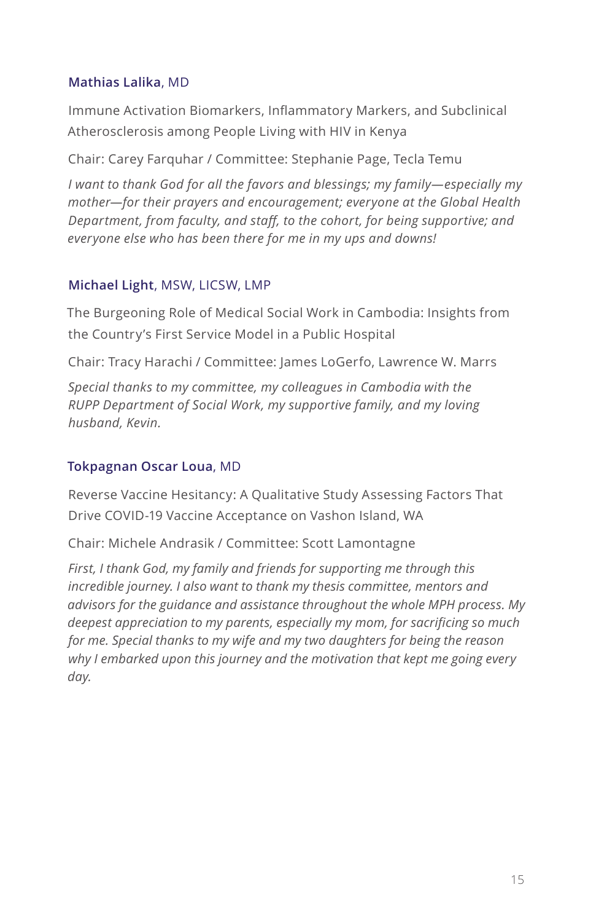**Mathias Lalika**, MD

Immune Activation Biomarkers, Inflammatory Markers, and Subclinical Atherosclerosis among People Living with HIV in Kenya

Chair: Carey Farquhar / Committee: Stephanie Page, Tecla Temu

*I want to thank God for all the favors and blessings; my family—especially my mother—for their prayers and encouragement; everyone at the Global Health Department, from faculty, and staff, to the cohort, for being supportive; and everyone else who has been there for me in my ups and downs!*

**Michael Light**, MSW, LICSW, LMP

The Burgeoning Role of Medical Social Work in Cambodia: Insights from the Country's First Service Model in a Public Hospital

Chair: Tracy Harachi / Committee: James LoGerfo, Lawrence W. Marrs

*Special thanks to my committee, my colleagues in Cambodia with the RUPP Department of Social Work, my supportive family, and my loving husband, Kevin.*

**Tokpagnan Oscar Loua**, MD

Reverse Vaccine Hesitancy: A Qualitative Study Assessing Factors That Drive COVID-19 Vaccine Acceptance on Vashon Island, WA

Chair: Michele Andrasik / Committee: Scott Lamontagne

*First, I thank God, my family and friends for supporting me through this incredible journey. I also want to thank my thesis committee, mentors and advisors for the guidance and assistance throughout the whole MPH process. My deepest appreciation to my parents, especially my mom, for sacrificing so much for me. Special thanks to my wife and my two daughters for being the reason why I embarked upon this journey and the motivation that kept me going every day.*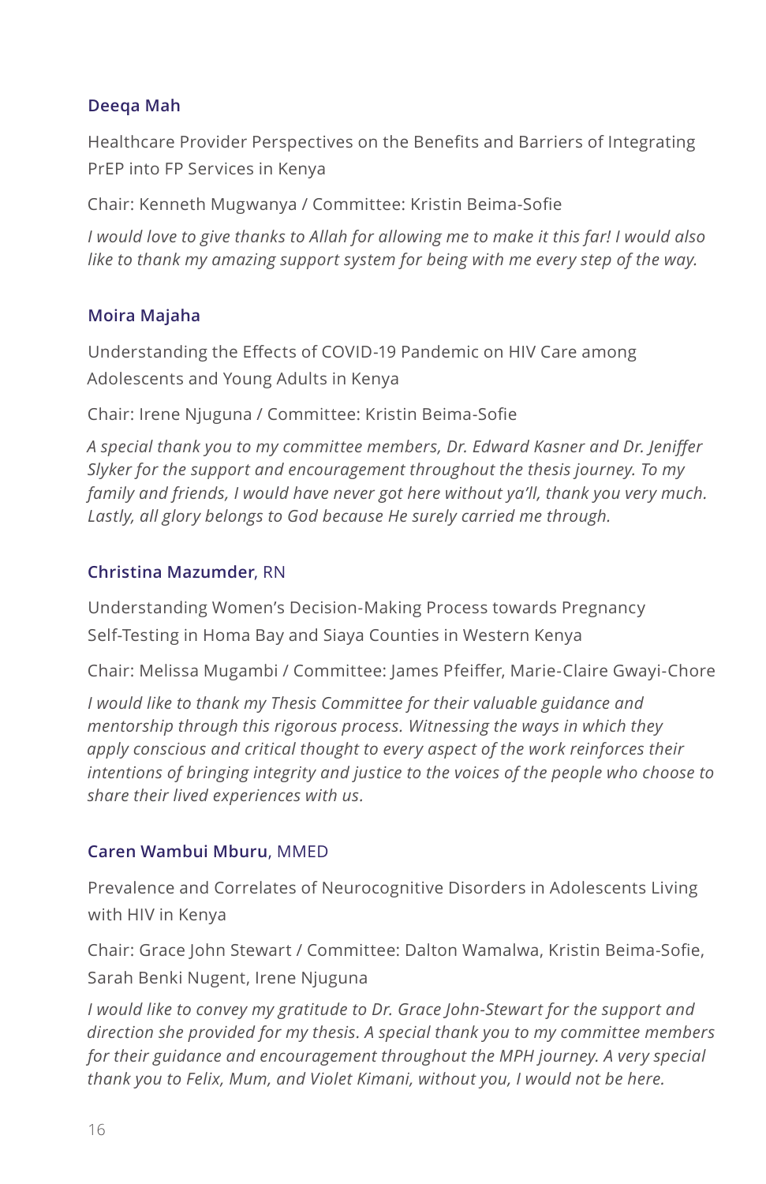### Deeqa Mah

Healthcare Provider Perspectives on the Benefits and Barriers of Integrating PrEP into FP Services in Kenya

Chair: Kenneth Mugwanya / Committee: Kristin Beima-Sofie

*I would love to give thanks to Allah for allowing me to make it this far! I would also like to thank my amazing support system for being with me every step of the way.*

### Moira Majaha

Understanding the Effects of COVID-19 Pandemic on HIV Care among Adolescents and Young Adults in Kenya

Chair: Irene Njuguna / Committee: Kristin Beima-Sofie

*A special thank you to my committee members, Dr. Edward Kasner and Dr. Jeniffer Slyker for the support and encouragement throughout the thesis journey. To my family and friends, I would have never got here without ya'll, thank you very much. Lastly, all glory belongs to God because He surely carried me through.*

### Christina Mazumder, RN

Understanding Women's Decision-Making Process towards Pregnancy Self-Testing in Homa Bay and Siaya Counties in Western Kenya

Chair: Melissa Mugambi / Committee: James Pfeiffer, Marie-Claire Gwayi-Chore

*I would like to thank my Thesis Committee for their valuable guidance and mentorship through this rigorous process. Witnessing the ways in which they apply conscious and critical thought to every aspect of the work reinforces their intentions of bringing integrity and justice to the voices of the people who choose to share their lived experiences with us.*

### Caren Wambui Mburu, MMED

Prevalence and Correlates of Neurocognitive Disorders in Adolescents Living with HIV in Kenya

Chair: Grace John Stewart / Committee: Dalton Wamalwa, Kristin Beima-Sofie, Sarah Benki Nugent, Irene Njuguna

*I would like to convey my gratitude to Dr. Grace John-Stewart for the support and direction she provided for my thesis. A special thank you to my committee members for their guidance and encouragement throughout the MPH journey. A very special thank you to Felix, Mum, and Violet Kimani, without you, I would not be here.*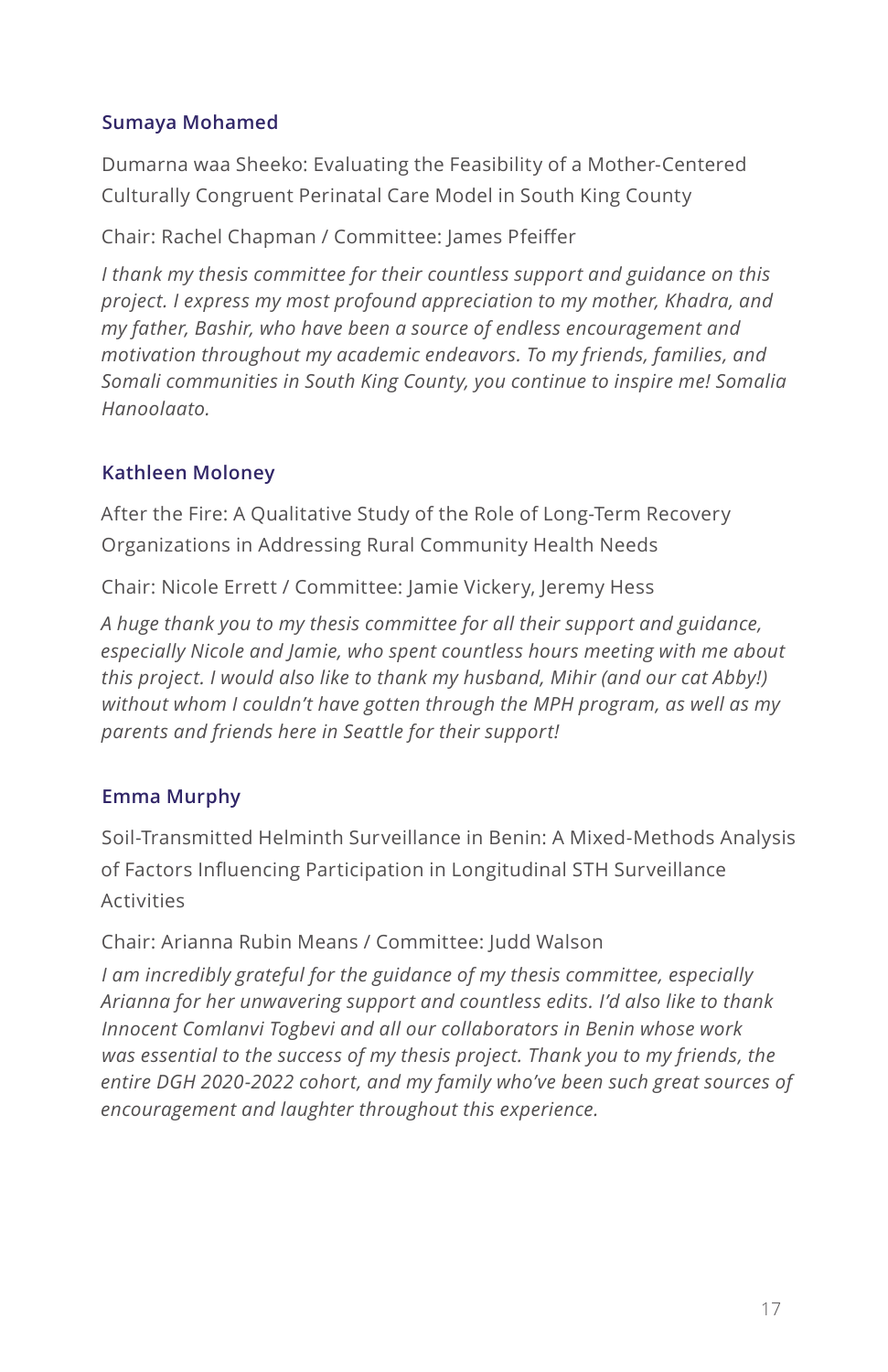### Sumaya Mohamed

Dumarna waa Sheeko: Evaluating the Feasibility of a Mother-Centered Culturally Congruent Perinatal Care Model in South King County

Chair: Rachel Chapman / Committee: James Pfeiffer

*I thank my thesis committee for their countless support and guidance on this project. I express my most profound appreciation to my mother, Khadra, and my father, Bashir, who have been a source of endless encouragement and motivation throughout my academic endeavors. To my friends, families, and Somali communities in South King County, you continue to inspire me! Somalia Hanoolaato.*

### Kathleen Moloney

After the Fire: A Qualitative Study of the Role of Long-Term Recovery Organizations in Addressing Rural Community Health Needs

Chair: Nicole Errett / Committee: Jamie Vickery, Jeremy Hess

*A huge thank you to my thesis committee for all their support and guidance, especially Nicole and Jamie, who spent countless hours meeting with me about this project. I would also like to thank my husband, Mihir (and our cat Abby!) without whom I couldn't have gotten through the MPH program, as well as my parents and friends here in Seattle for their support!*

### Emma Murphy

Soil-Transmitted Helminth Surveillance in Benin: A Mixed-Methods Analysis of Factors Influencing Participation in Longitudinal STH Surveillance Activities

Chair: Arianna Rubin Means / Committee: Judd Walson

*I am incredibly grateful for the guidance of my thesis committee, especially Arianna for her unwavering support and countless edits. I'd also like to thank Innocent Comlanvi Togbevi and all our collaborators in Benin whose work was essential to the success of my thesis project. Thank you to my friends, the entire DGH 2020-2022 cohort, and my family who've been such great sources of encouragement and laughter throughout this experience.*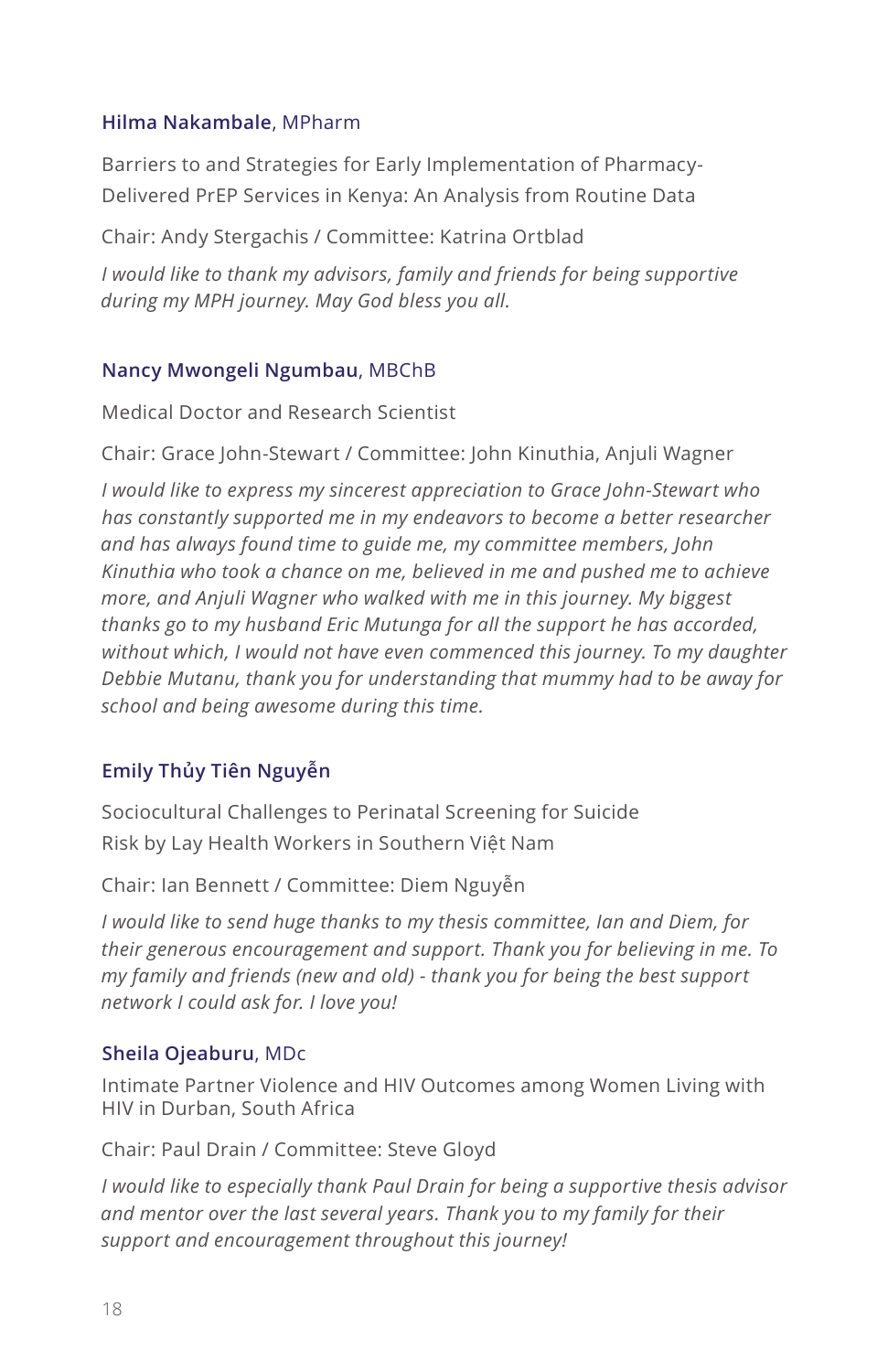### **Hilma Nakambale**, MPharm

Barriers to and Strategies for Early Implementation of Pharmacy-Delivered PrEP Services in Kenya: An Analysis from Routine Data

Chair: Andy Stergachis / Committee: Katrina Ortblad

*I would like to thank my advisors, family and friends for being supportive during my MPH journey. May God bless you all.*

### **Nancy Mwongeli Ngumbau**, MBChB

Medical Doctor and Research Scientist

Chair: Grace John-Stewart / Committee: John Kinuthia, Anjuli Wagner

*I would like to express my sincerest appreciation to Grace John-Stewart who has constantly supported me in my endeavors to become a better researcher and has always found time to guide me, my committee members, John Kinuthia who took a chance on me, believed in me and pushed me to achieve more, and Anjuli Wagner who walked with me in this journey. My biggest thanks go to my husband Eric Mutunga for all the support he has accorded, without which, I would not have even commenced this journey. To my daughter Debbie Mutanu, thank you for understanding that mummy had to be away for school and being awesome during this time.*

### **Emily Thủy Tiên Nguyễn**

Sociocultural Challenges to Perinatal Screening for Suicide Risk by Lay Health Workers in Southern Việt Nam

Chair: Ian Bennett / Committee: Diem Nguyễn

*I would like to send huge thanks to my thesis committee, Ian and Diem, for their generous encouragement and support. Thank you for believing in me. To my family and friends (new and old) - thank you for being the best support network I could ask for. I love you!*

### **Sheila Ojeaburu**, MDc

Intimate Partner Violence and HIV Outcomes among Women Living with HIV in Durban, South Africa

Chair: Paul Drain / Committee: Steve Gloyd

*I would like to especially thank Paul Drain for being a supportive thesis advisor and mentor over the last several years. Thank you to my family for their support and encouragement throughout this journey!*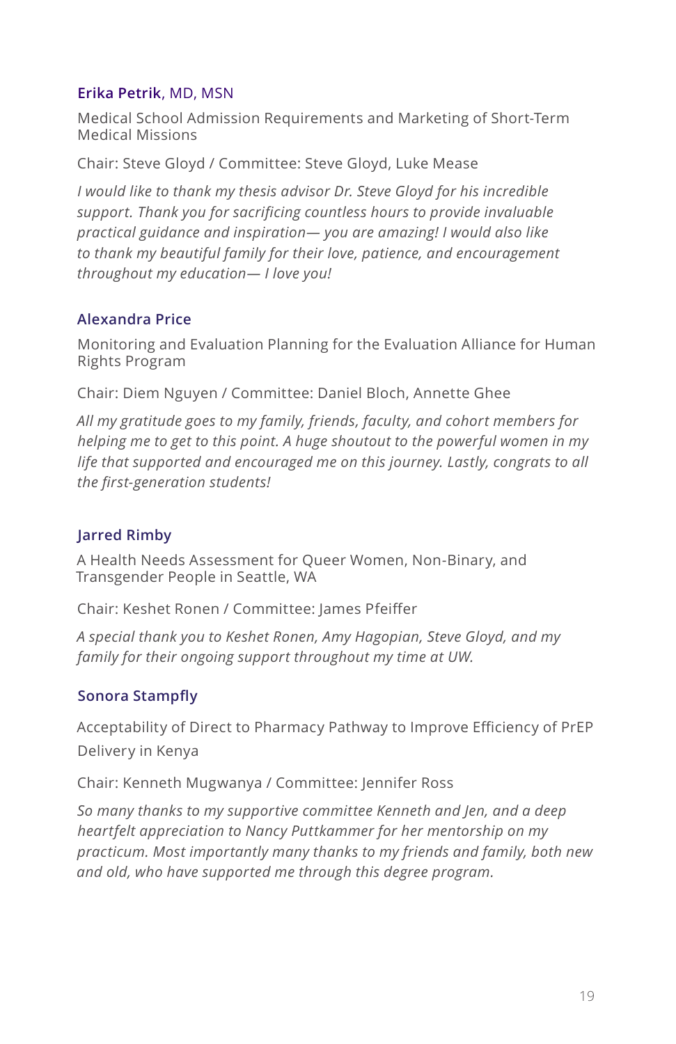### **Erika Petrik**, MD, MSN

Medical School Admission Requirements and Marketing of Short-Term Medical Missions

Chair: Steve Gloyd / Committee: Steve Gloyd, Luke Mease

*I would like to thank my thesis advisor Dr. Steve Gloyd for his incredible support. Thank you for sacrificing countless hours to provide invaluable practical guidance and inspiration— you are amazing! I would also like to thank my beautiful family for their love, patience, and encouragement throughout my education— I love you!*

### Alexandra Price

Monitoring and Evaluation Planning for the Evaluation Alliance for Human Rights Program

Chair: Diem Nguyen / Committee: Daniel Bloch, Annette Ghee

*All my gratitude goes to my family, friends, faculty, and cohort members for helping me to get to this point. A huge shoutout to the powerful women in my life that supported and encouraged me on this journey. Lastly, congrats to all the first-generation students!*

### Jarred Rimby

A Health Needs Assessment for Queer Women, Non-Binary, and Transgender People in Seattle, WA

Chair: Keshet Ronen / Committee: James Pfeiffer

*A special thank you to Keshet Ronen, Amy Hagopian, Steve Gloyd, and my family for their ongoing support throughout my time at UW.*

### Sonora Stampfly

Acceptability of Direct to Pharmacy Pathway to Improve Efficiency of PrEP Delivery in Kenya

Chair: Kenneth Mugwanya / Committee: Jennifer Ross

*So many thanks to my supportive committee Kenneth and Jen, and a deep heartfelt appreciation to Nancy Puttkammer for her mentorship on my practicum. Most importantly many thanks to my friends and family, both new and old, who have supported me through this degree program.*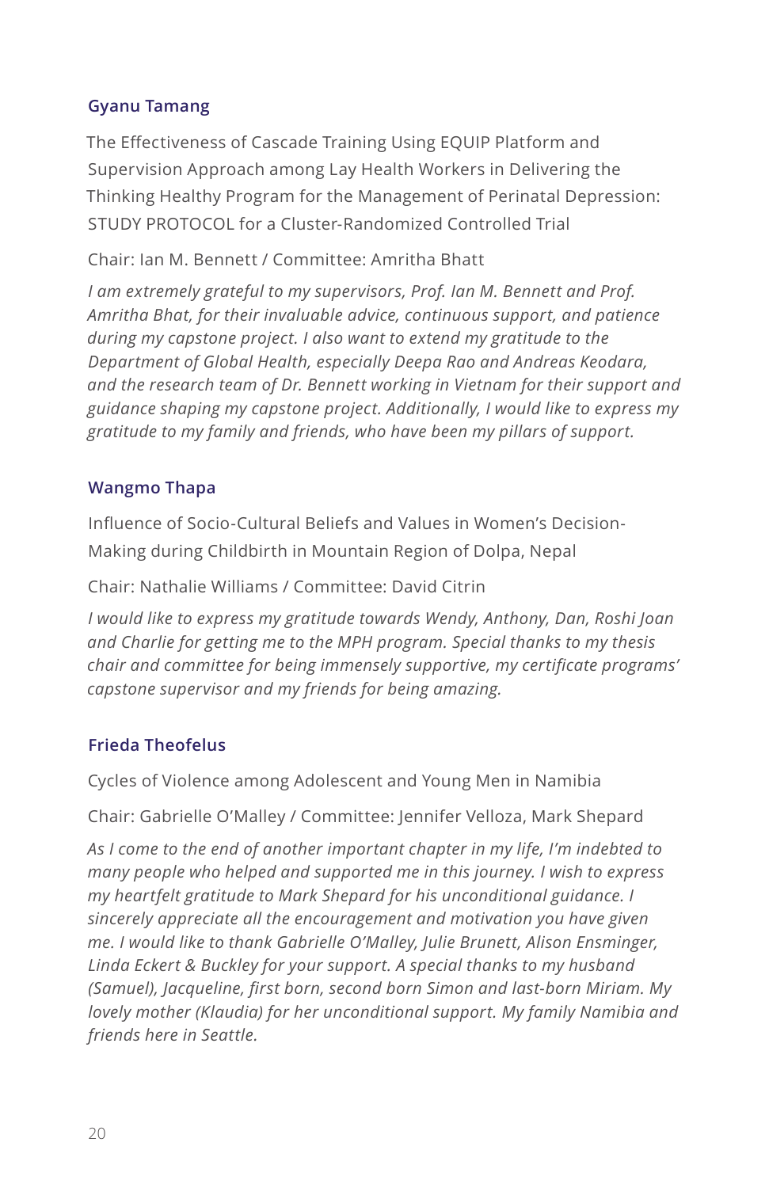### Gyanu Tamang

The Effectiveness of Cascade Training Using EQUIP Platform and Supervision Approach among Lay Health Workers in Delivering the Thinking Healthy Program for the Management of Perinatal Depression: STUDY PROTOCOL for a Cluster-Randomized Controlled Trial

Chair: Ian M. Bennett / Committee: Amritha Bhatt

*I am extremely grateful to my supervisors, Prof. Ian M. Bennett and Prof. Amritha Bhat, for their invaluable advice, continuous support, and patience during my capstone project. I also want to extend my gratitude to the Department of Global Health, especially Deepa Rao and Andreas Keodara, and the research team of Dr. Bennett working in Vietnam for their support and guidance shaping my capstone project. Additionally, I would like to express my gratitude to my family and friends, who have been my pillars of support.*

### Wangmo Thapa

Influence of Socio-Cultural Beliefs and Values in Women's Decision-Making during Childbirth in Mountain Region of Dolpa, Nepal

Chair: Nathalie Williams / Committee: David Citrin

*I would like to express my gratitude towards Wendy, Anthony, Dan, Roshi Joan and Charlie for getting me to the MPH program. Special thanks to my thesis chair and committee for being immensely supportive, my certificate programs' capstone supervisor and my friends for being amazing.*

### Frieda Theofelus

Cycles of Violence among Adolescent and Young Men in Namibia

Chair: Gabrielle O'Malley / Committee: Jennifer Velloza, Mark Shepard

*As I come to the end of another important chapter in my life, I'm indebted to many people who helped and supported me in this journey. I wish to express my heartfelt gratitude to Mark Shepard for his unconditional guidance. I sincerely appreciate all the encouragement and motivation you have given me. I would like to thank Gabrielle O'Malley, Julie Brunett, Alison Ensminger, Linda Eckert & Buckley for your support. A special thanks to my husband (Samuel), Jacqueline, first born, second born Simon and last-born Miriam. My lovely mother (Klaudia) for her unconditional support. My family Namibia and friends here in Seattle.*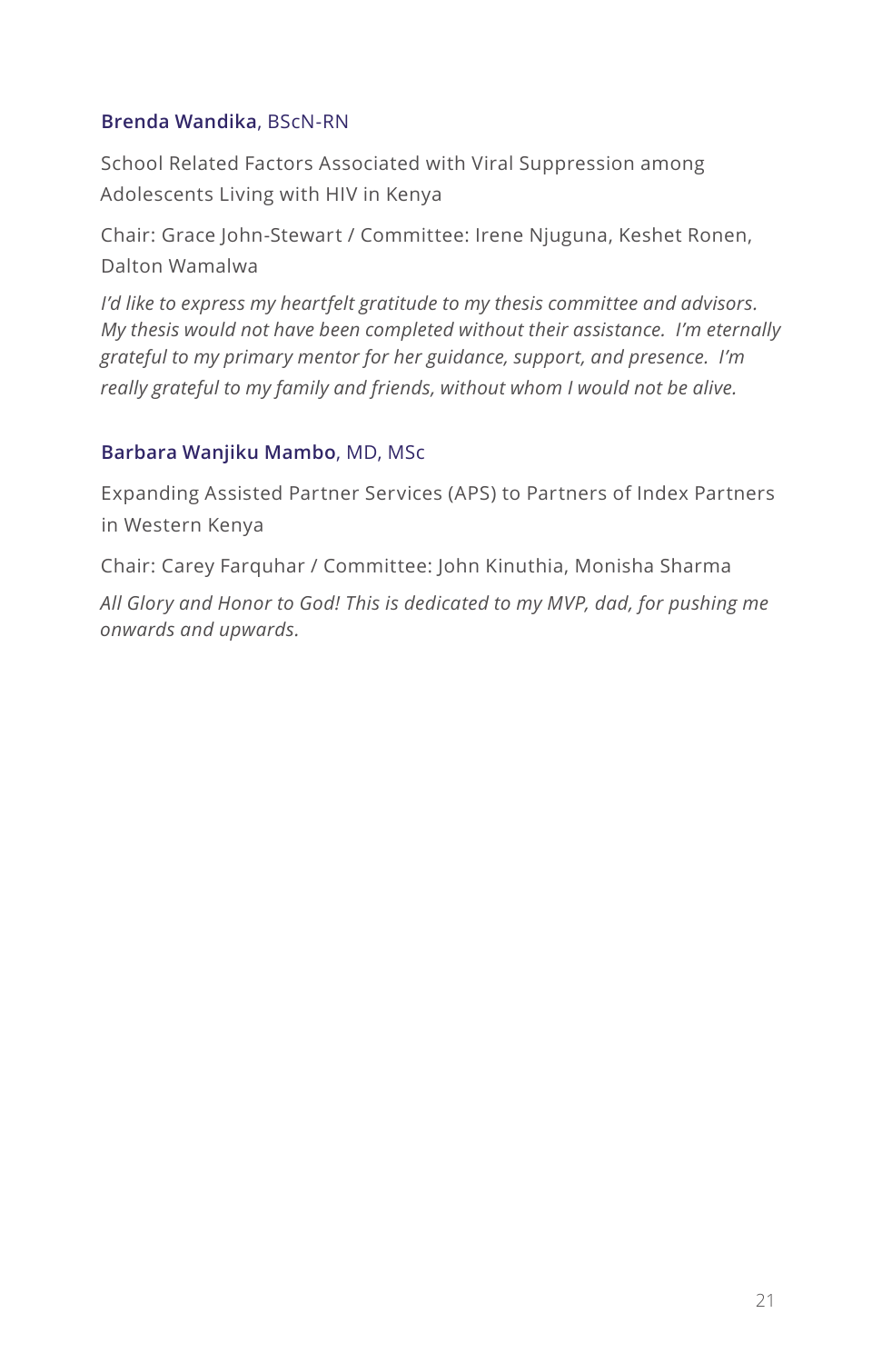**Brenda Wandika**, BScN-RN

School Related Factors Associated with Viral Suppression among Adolescents Living with HIV in Kenya

Chair: Grace John-Stewart / Committee: Irene Njuguna, Keshet Ronen, Dalton Wamalwa

*I'd like to express my heartfelt gratitude to my thesis committee and advisors. My thesis would not have been completed without their assistance. I'm eternally grateful to my primary mentor for her guidance, support, and presence. I'm really grateful to my family and friends, without whom I would not be alive.*

**Barbara Wanjiku Mambo**, MD, MSc

Expanding Assisted Partner Services (APS) to Partners of Index Partners in Western Kenya

Chair: Carey Farquhar / Committee: John Kinuthia, Monisha Sharma

*All Glory and Honor to God! This is dedicated to my MVP, dad, for pushing me onwards and upwards.*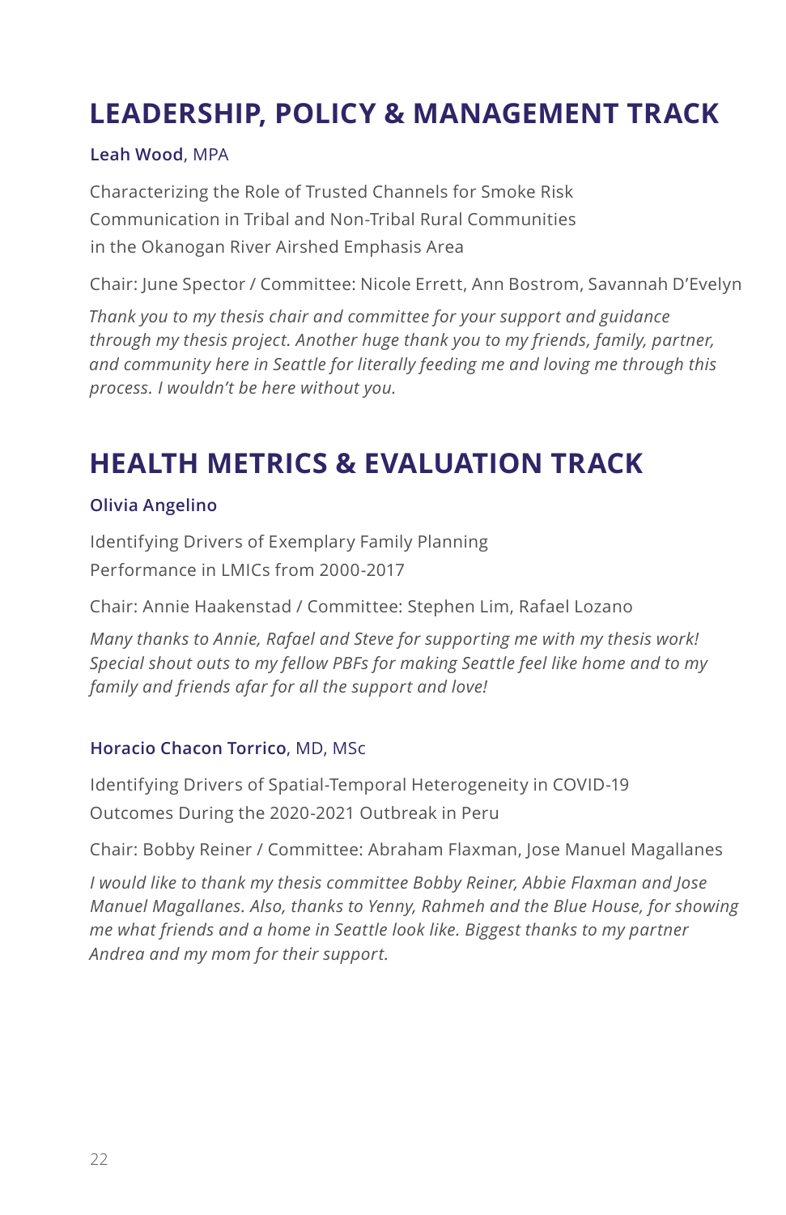## LEADERSHIP, POLICY & MANAGEMENT TRACK

**Leah Wood**, MPA

Characterizing the Role of Trusted Channels for Smoke Risk Communication in Tribal and Non-Tribal Rural Communities in the Okanogan River Airshed Emphasis Area

Chair: June Spector / Committee: Nicole Errett, Ann Bostrom, Savannah D'Evelyn

*Thank you to my thesis chair and committee for your support and guidance through my thesis project. Another huge thank you to my friends, family, partner, and community here in Seattle for literally feeding me and loving me through this process. I wouldn't be here without you.*

## HEALTH METRICS & EVALUATION TRACK

**Olivia Angelino**

Identifying Drivers of Exemplary Family Planning Performance in LMICs from 2000-2017

Chair: Annie Haakenstad / Committee: Stephen Lim, Rafael Lozano

*Many thanks to Annie, Rafael and Steve for supporting me with my thesis work! Special shout outs to my fellow PBFs for making Seattle feel like home and to my family and friends afar for all the support and love!*

**Horacio Chacon Torrico**, MD, MSc

Identifying Drivers of Spatial-Temporal Heterogeneity in COVID-19 Outcomes During the 2020-2021 Outbreak in Peru

Chair: Bobby Reiner / Committee: Abraham Flaxman, Jose Manuel Magallanes

*I would like to thank my thesis committee Bobby Reiner, Abbie Flaxman and Jose Manuel Magallanes. Also, thanks to Yenny, Rahmeh and the Blue House, for showing me what friends and a home in Seattle look like. Biggest thanks to my partner Andrea and my mom for their support.*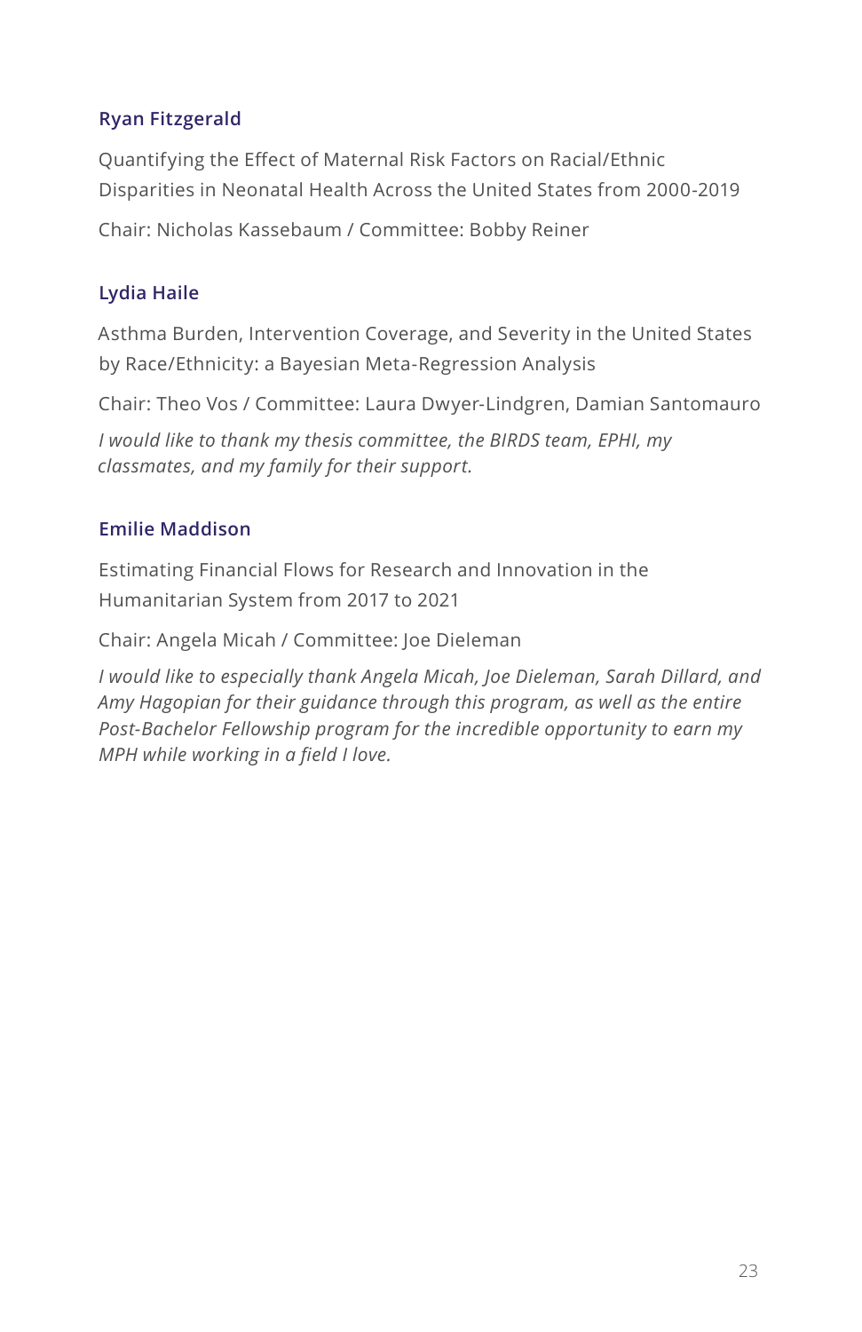### Ryan Fitzgerald

Quantifying the Effect of Maternal Risk Factors on Racial/Ethnic Disparities in Neonatal Health Across the United States from 2000-2019

Chair: Nicholas Kassebaum / Committee: Bobby Reiner

### Lydia Haile

Asthma Burden, Intervention Coverage, and Severity in the United States by Race/Ethnicity: a Bayesian Meta-Regression Analysis

Chair: Theo Vos / Committee: Laura Dwyer-Lindgren, Damian Santomauro

*I would like to thank my thesis committee, the BIRDS team, EPHI, my classmates, and my family for their support.*

### Emilie Maddison

Estimating Financial Flows for Research and Innovation in the Humanitarian System from 2017 to 2021

Chair: Angela Micah / Committee: Joe Dieleman

*I would like to especially thank Angela Micah, Joe Dieleman, Sarah Dillard, and Amy Hagopian for their guidance through this program, as well as the entire Post-Bachelor Fellowship program for the incredible opportunity to earn my MPH while working in a field I love.*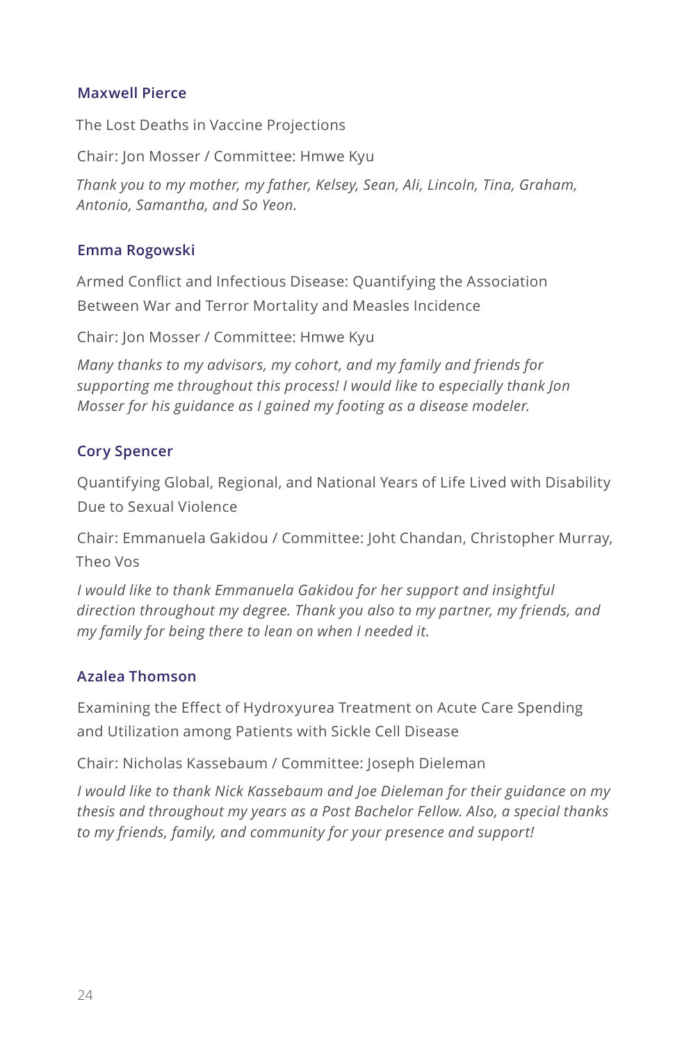### Maxwell Pierce

The Lost Deaths in Vaccine Projections

Chair: Jon Mosser / Committee: Hmwe Kyu

*Thank you to my mother, my father, Kelsey, Sean, Ali, Lincoln, Tina, Graham, Antonio, Samantha, and So Yeon.*

### Emma Rogowski

Armed Conflict and Infectious Disease: Quantifying the Association Between War and Terror Mortality and Measles Incidence

Chair: Jon Mosser / Committee: Hmwe Kyu

*Many thanks to my advisors, my cohort, and my family and friends for supporting me throughout this process! I would like to especially thank Jon Mosser for his guidance as I gained my footing as a disease modeler.*

### Cory Spencer

Quantifying Global, Regional, and National Years of Life Lived with Disability Due to Sexual Violence

Chair: Emmanuela Gakidou / Committee: Joht Chandan, Christopher Murray, Theo Vos

*I would like to thank Emmanuela Gakidou for her support and insightful direction throughout my degree. Thank you also to my partner, my friends, and my family for being there to lean on when I needed it.*

### Azalea Thomson

Examining the Effect of Hydroxyurea Treatment on Acute Care Spending and Utilization among Patients with Sickle Cell Disease

Chair: Nicholas Kassebaum / Committee: Joseph Dieleman

*I would like to thank Nick Kassebaum and Joe Dieleman for their guidance on my thesis and throughout my years as a Post Bachelor Fellow. Also, a special thanks to my friends, family, and community for your presence and support!*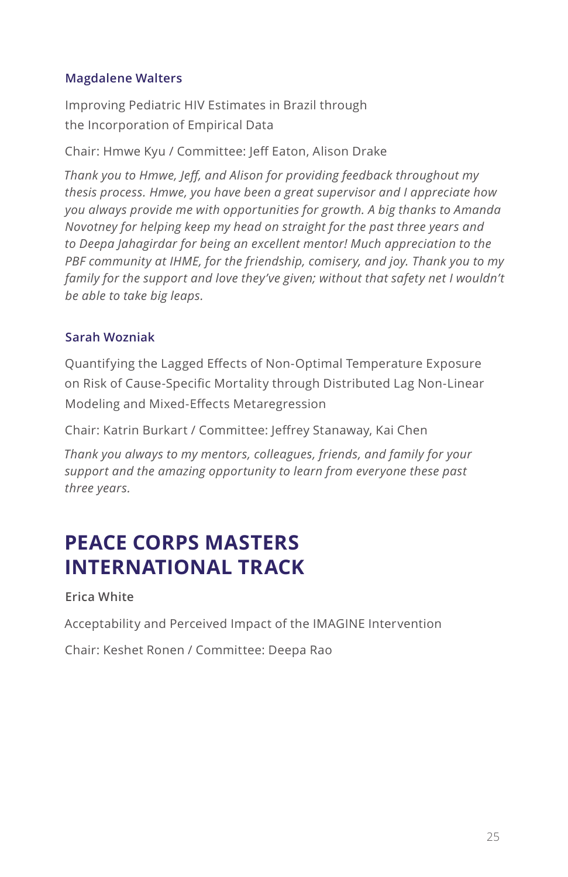### Magdalene Walters

Improving Pediatric HIV Estimates in Brazil through the Incorporation of Empirical Data

Chair: Hmwe Kyu / Committee: Jeff Eaton, Alison Drake

*Thank you to Hmwe, Jeff, and Alison for providing feedback throughout my thesis process. Hmwe, you have been a great supervisor and I appreciate how you always provide me with opportunities for growth. A big thanks to Amanda Novotney for helping keep my head on straight for the past three years and to Deepa Jahagirdar for being an excellent mentor! Much appreciation to the PBF community at IHME, for the friendship, comisery, and joy. Thank you to my family for the support and love they've given; without that safety net I wouldn't be able to take big leaps.*

### Sarah Wozniak

Quantifying the Lagged Effects of Non-Optimal Temperature Exposure on Risk of Cause-Specific Mortality through Distributed Lag Non-Linear Modeling and Mixed-Effects Metaregression

Chair: Katrin Burkart / Committee: Jeffrey Stanaway, Kai Chen

*Thank you always to my mentors, colleagues, friends, and family for your support and the amazing opportunity to learn from everyone these past three years.*

## PEACE CORPS MASTERS INTERNATIONAL TRACK

**Erica White**

Acceptability and Perceived Impact of the IMAGINE Intervention

Chair: Keshet Ronen / Committee: Deepa Rao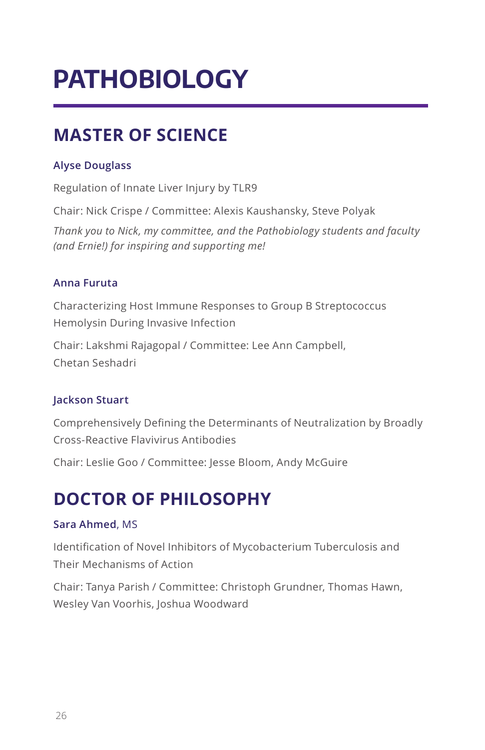# PATHOBIOLOGY

## MASTER OF SCIENCE

### Alyse Douglass

Regulation of Innate Liver Injury by TLR9

Chair: Nick Crispe / Committee: Alexis Kaushansky, Steve Polyak

*Thank you to Nick, my committee, and the Pathobiology students and faculty (and Ernie!) for inspiring and supporting me!*

### Anna Furuta

Characterizing Host Immune Responses to Group B Streptococcus Hemolysin During Invasive Infection

Chair: Lakshmi Rajagopal / Committee: Lee Ann Campbell, Chetan Seshadri

### Jackson Stuart

Comprehensively Defining the Determinants of Neutralization by Broadly Cross-Reactive Flavivirus Antibodies

Chair: Leslie Goo / Committee: Jesse Bloom, Andy McGuire

## DOCTOR OF PHILOSOPHY

### Sara Ahmed, MS

Identification of Novel Inhibitors of Mycobacterium Tuberculosis and Their Mechanisms of Action

Chair: Tanya Parish / Committee: Christoph Grundner, Thomas Hawn, Wesley Van Voorhis, Joshua Woodward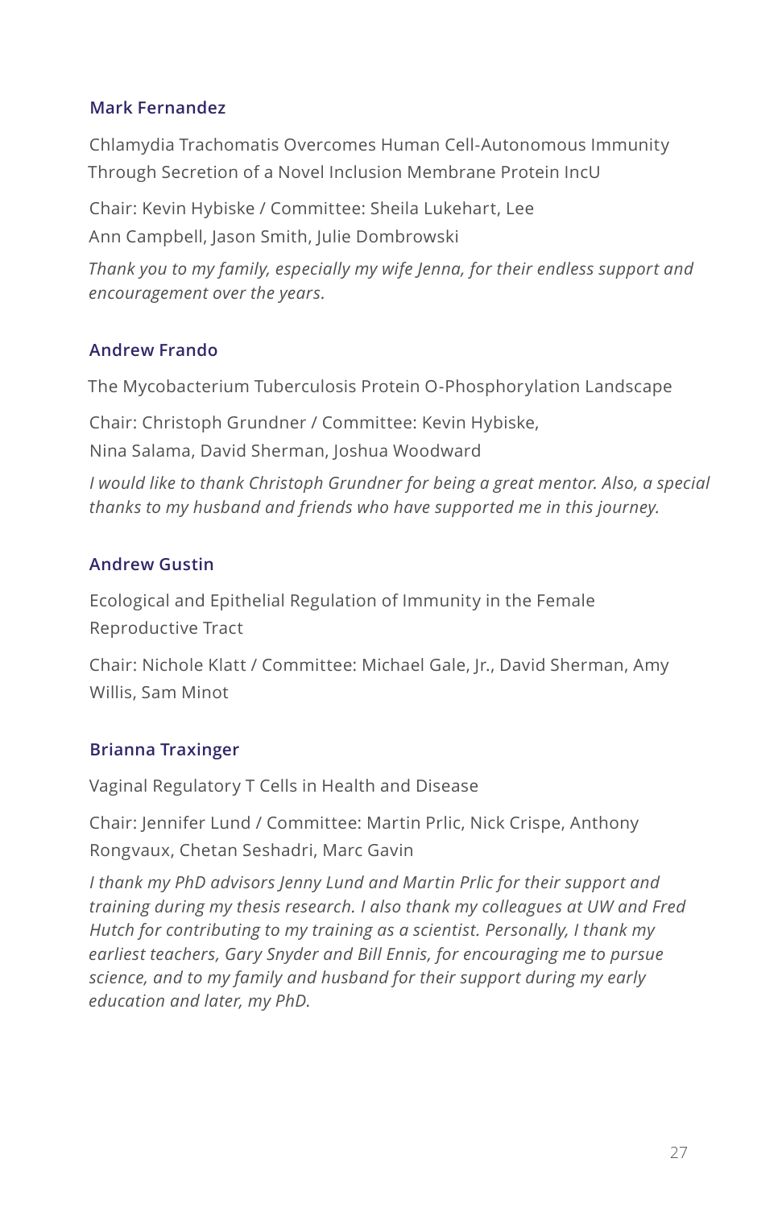### Mark Fernandez

Chlamydia Trachomatis Overcomes Human Cell-Autonomous Immunity Through Secretion of a Novel Inclusion Membrane Protein IncU

Chair: Kevin Hybiske / Committee: Sheila Lukehart, Lee Ann Campbell, Jason Smith, Julie Dombrowski

*Thank you to my family, especially my wife Jenna, for their endless support and encouragement over the years.*

### Andrew Frando

The Mycobacterium Tuberculosis Protein O-Phosphorylation Landscape

Chair: Christoph Grundner / Committee: Kevin Hybiske, Nina Salama, David Sherman, Joshua Woodward

*I would like to thank Christoph Grundner for being a great mentor. Also, a special thanks to my husband and friends who have supported me in this journey.*

### Andrew Gustin

Ecological and Epithelial Regulation of Immunity in the Female Reproductive Tract

Chair: Nichole Klatt / Committee: Michael Gale, Jr., David Sherman, Amy Willis, Sam Minot

### Brianna Traxinger

Vaginal Regulatory T Cells in Health and Disease

Chair: Jennifer Lund / Committee: Martin Prlic, Nick Crispe, Anthony Rongvaux, Chetan Seshadri, Marc Gavin

*I thank my PhD advisors Jenny Lund and Martin Prlic for their support and training during my thesis research. I also thank my colleagues at UW and Fred Hutch for contributing to my training as a scientist. Personally, I thank my earliest teachers, Gary Snyder and Bill Ennis, for encouraging me to pursue science, and to my family and husband for their support during my early education and later, my PhD.*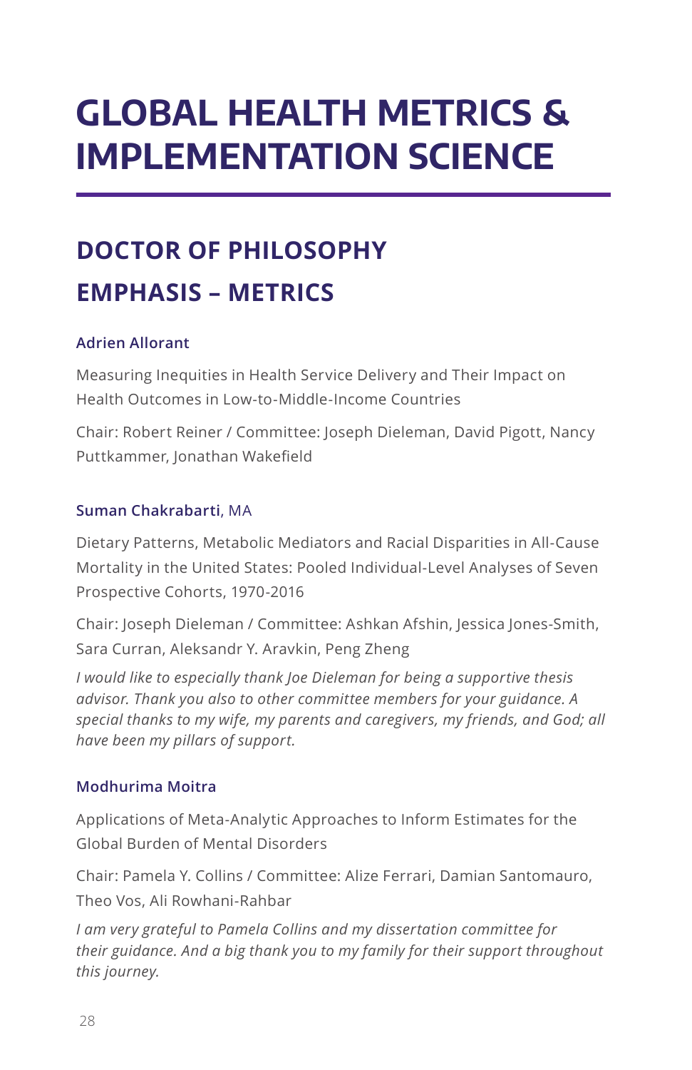# GLOBAL HEALTH METRICS & IMPLEMENTATION SCIENCE

## DOCTOR OF PHILOSOPHY

## EMPHASIS – METRICS

### Adrien Allorant

Measuring Inequities in Health Service Delivery and Their Impact on Health Outcomes in Low-to-Middle-Income Countries

Chair: Robert Reiner / Committee: Joseph Dieleman, David Pigott, Nancy Puttkammer, Jonathan Wakefield

### Suman Chakrabarti, MA

Dietary Patterns, Metabolic Mediators and Racial Disparities in All-Cause Mortality in the United States: Pooled Individual-Level Analyses of Seven Prospective Cohorts, 1970-2016

Chair: Joseph Dieleman / Committee: Ashkan Afshin, Jessica Jones-Smith, Sara Curran, Aleksandr Y. Aravkin, Peng Zheng

*I would like to especially thank Joe Dieleman for being a supportive thesis advisor. Thank you also to other committee members for your guidance. A special thanks to my wife, my parents and caregivers, my friends, and God; all have been my pillars of support.*

### Modhurima Moitra

Applications of Meta-Analytic Approaches to Inform Estimates for the Global Burden of Mental Disorders

Chair: Pamela Y. Collins / Committee: Alize Ferrari, Damian Santomauro, Theo Vos, Ali Rowhani-Rahbar

*I am very grateful to Pamela Collins and my dissertation committee for their guidance. And a big thank you to my family for their support throughout this journey.*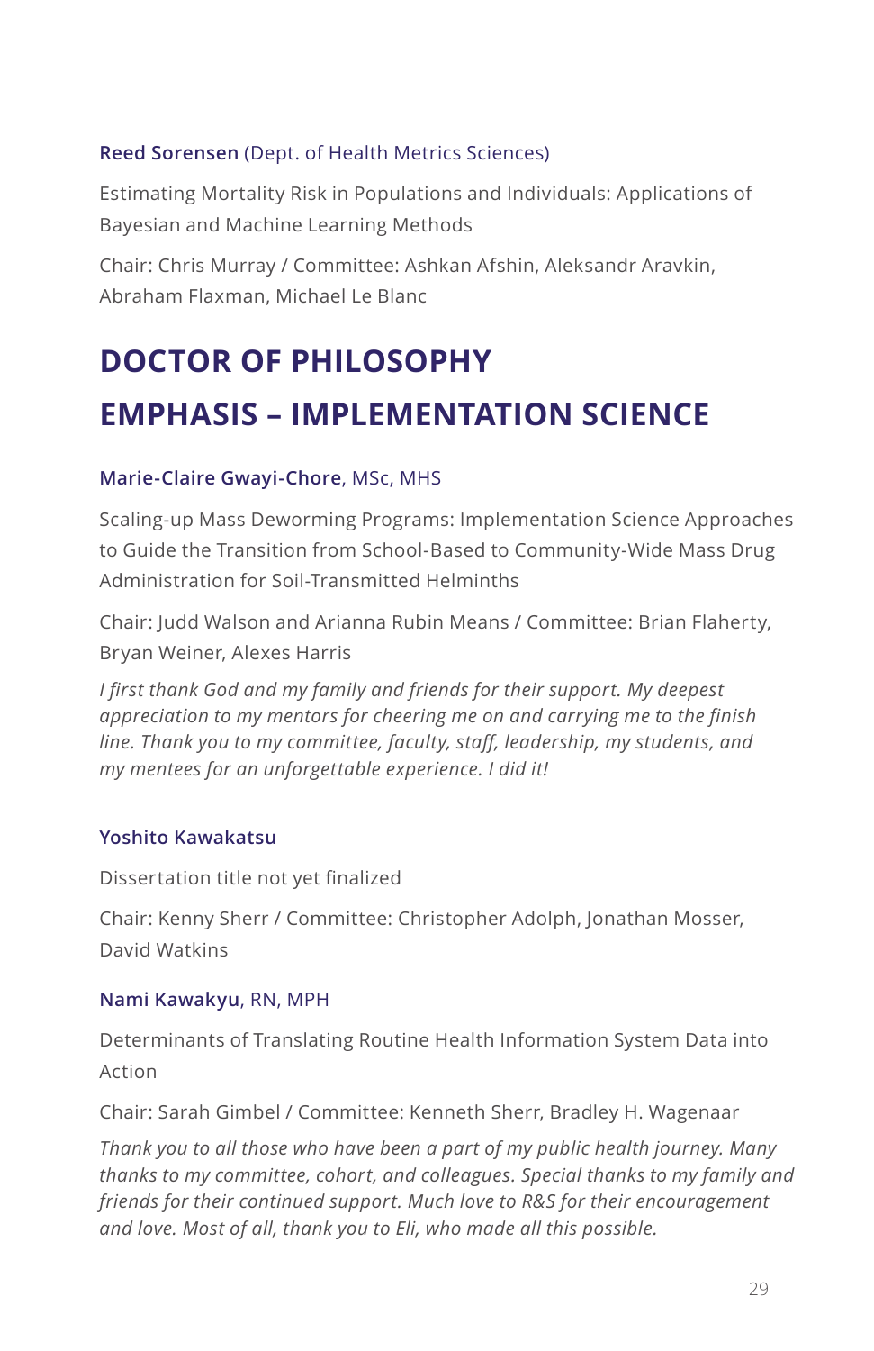**Reed Sorensen** (Dept. of Health Metrics Sciences)

Estimating Mortality Risk in Populations and Individuals: Applications of Bayesian and Machine Learning Methods

Chair: Chris Murray / Committee: Ashkan Afshin, Aleksandr Aravkin, Abraham Flaxman, Michael Le Blanc

## DOCTOR OF PHILOSOPHY

## EMPHASIS – IMPLEMENTATION SCIENCE

**Marie-Claire Gwayi-Chore**, MSc, MHS

Scaling-up Mass Deworming Programs: Implementation Science Approaches to Guide the Transition from School-Based to Community-Wide Mass Drug Administration for Soil-Transmitted Helminths

Chair: Judd Walson and Arianna Rubin Means / Committee: Brian Flaherty, Bryan Weiner, Alexes Harris

*I first thank God and my family and friends for their support. My deepest appreciation to my mentors for cheering me on and carrying me to the finish line. Thank you to my committee, faculty, staff, leadership, my students, and my mentees for an unforgettable experience. I did it!*

**Yoshito Kawakatsu**

Dissertation title not yet finalized

Chair: Kenny Sherr / Committee: Christopher Adolph, Jonathan Mosser, David Watkins

**Nami Kawakyu**, RN, MPH

Determinants of Translating Routine Health Information System Data into Action

Chair: Sarah Gimbel / Committee: Kenneth Sherr, Bradley H. Wagenaar

*Thank you to all those who have been a part of my public health journey. Many thanks to my committee, cohort, and colleagues. Special thanks to my family and friends for their continued support. Much love to R&S for their encouragement and love. Most of all, thank you to Eli, who made all this possible.*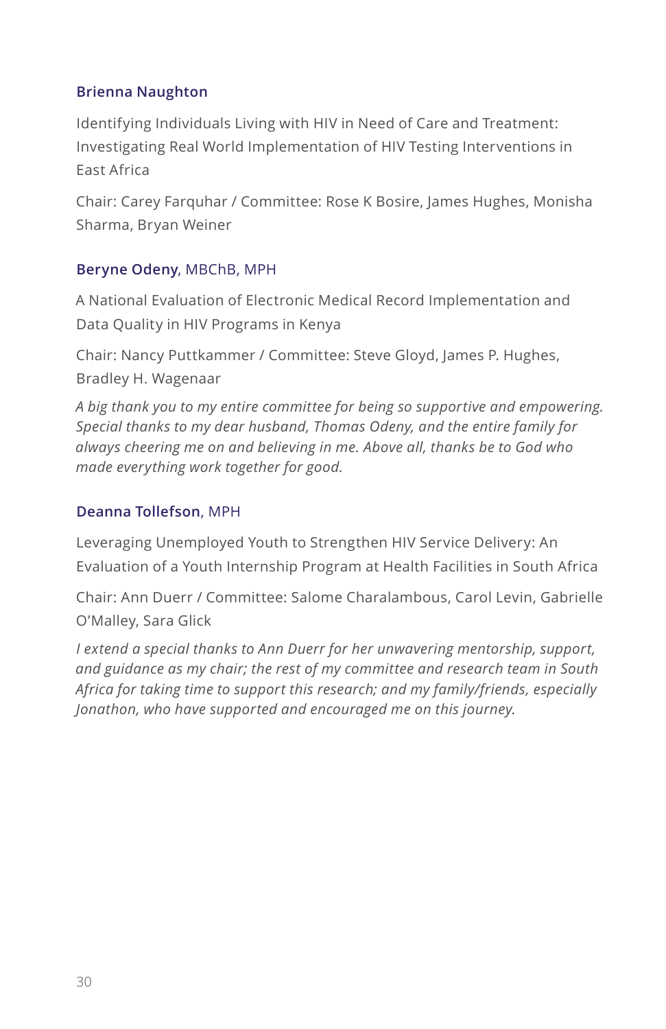### Brienna Naughton

Identifying Individuals Living with HIV in Need of Care and Treatment: Investigating Real World Implementation of HIV Testing Interventions in East Africa

Chair: Carey Farquhar / Committee: Rose K Bosire, James Hughes, Monisha Sharma, Bryan Weiner

### Beryne Odeny, MBChB, MPH

A National Evaluation of Electronic Medical Record Implementation and Data Quality in HIV Programs in Kenya

Chair: Nancy Puttkammer / Committee: Steve Gloyd, James P. Hughes, Bradley H. Wagenaar

*A big thank you to my entire committee for being so supportive and empowering. Special thanks to my dear husband, Thomas Odeny, and the entire family for always cheering me on and believing in me. Above all, thanks be to God who made everything work together for good.*

### Deanna Tollefson, MPH

Leveraging Unemployed Youth to Strengthen HIV Service Delivery: An Evaluation of a Youth Internship Program at Health Facilities in South Africa

Chair: Ann Duerr / Committee: Salome Charalambous, Carol Levin, Gabrielle O'Malley, Sara Glick

*I extend a special thanks to Ann Duerr for her unwavering mentorship, support, and guidance as my chair; the rest of my committee and research team in South Africa for taking time to support this research; and my family/friends, especially Jonathon, who have supported and encouraged me on this journey.*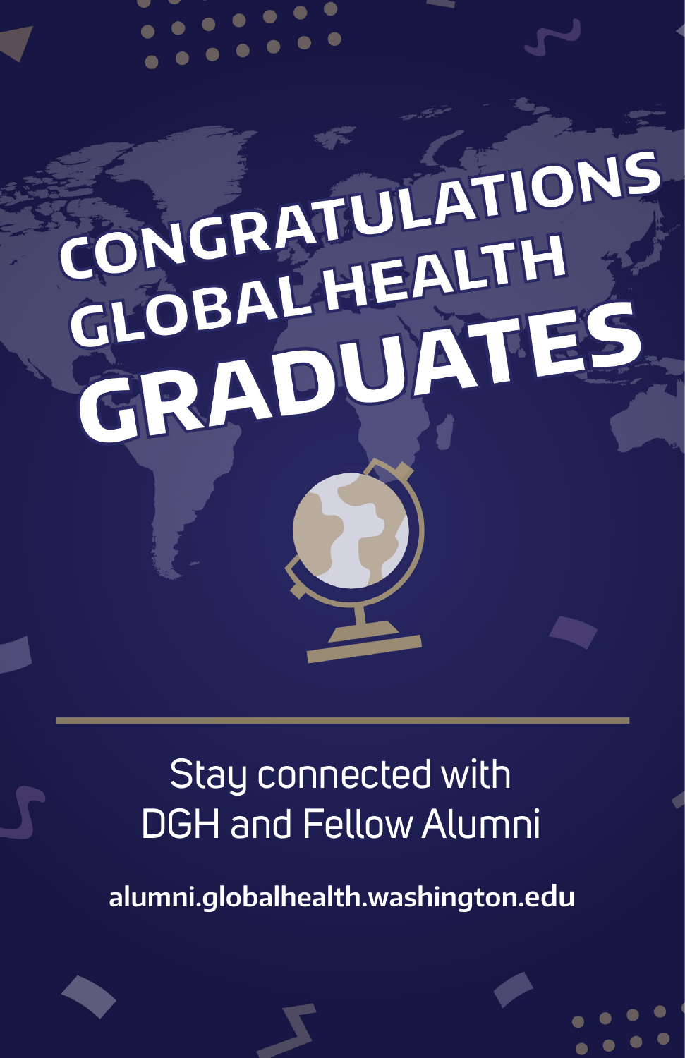# CONGRATULATIONS GLOBAL HEALTH GRADUATES

Stay connected with DGH and Fellow Alumni

**alumni.globalhealth.washington.edu**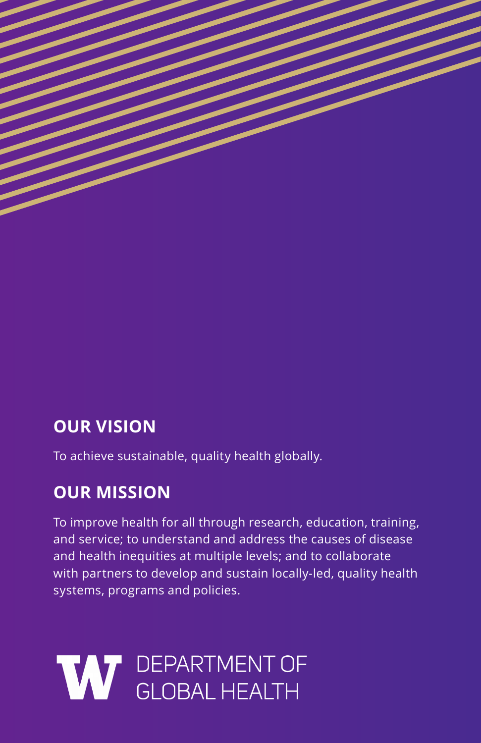## OUR VISION

To achieve sustainable, quality health globally.

## OUR MISSION

To improve health for all through research, education, training, and service; to understand and address the causes of disease and health inequities at multiple levels; and to collaborate with partners to develop and sustain locally-led, quality health systems, programs and policies.

DEPARTMENT OF GLOBAL HEALTH